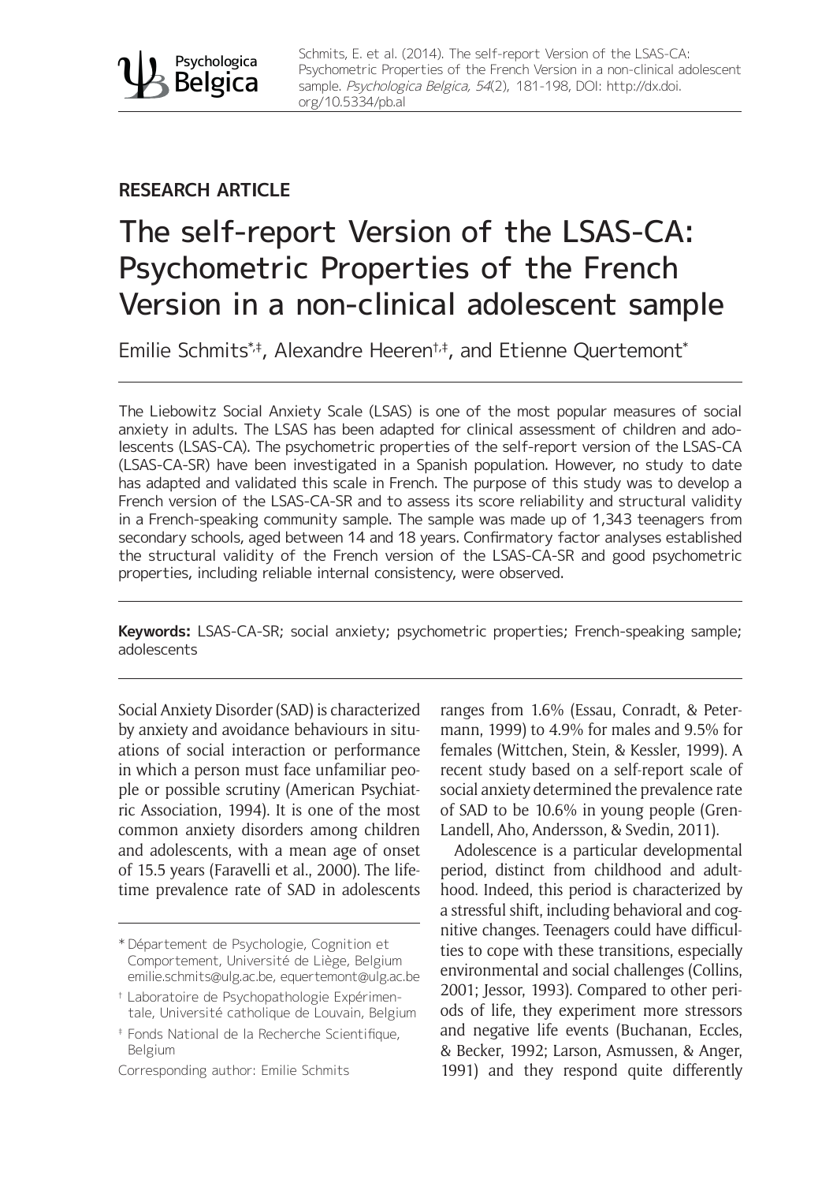RESEARCH ARTICLE

# The self-report Version of the LSAS-CA: Psychometric Properties of the French Version in a non-clinical adolescent sample

Emilie Schmits[*,‡], Alexandre Heeren[†,‡], and Etienne Quertemont[*]

The Liebowitz Social Anxiety Scale (LSAS) is one of the most popular measures of social anxiety in adults. The LSAS has been adapted for clinical assessment of children and adolescents (LSAS-CA). The psychometric properties of the self-report version of the LSAS-CA (LSAS-CA-SR) have been investigated in a Spanish population. However, no study to date has adapted and validated this scale in French. The purpose of this study was to develop a French version of the LSAS-CA-SR and to assess its score reliability and structural validity in a French-speaking community sample. The sample was made up of 1,343 teenagers from secondary schools, aged between 14 and 18 years. Confirmatory factor analyses established the structural validity of the French version of the LSAS-CA-SR and good psychometric properties, including reliable internal consistency, were observed.

**Keywords:** LSAS-CA-SR; social anxiety; psychometric properties; French-speaking sample; adolescents

Social Anxiety Disorder (SAD) is characterized by anxiety and avoidance behaviours in situations of social interaction or performance in which a person must face unfamiliar people or possible scrutiny (American Psychiatric Association, 1994). It is one of the most common anxiety disorders among children and adolescents, with a mean age of onset of 15.5 years (Faravelli et al., 2000). The lifetime prevalence rate of SAD in adolescents ranges from 1.6% (Essau, Conradt, & Petermann, 1999) to 4.9% for males and 9.5% for females (Wittchen, Stein, & Kessler, 1999). A recent study based on a self-report scale of social anxiety determined the prevalence rate of SAD to be 10.6% in young people (Gren-Landell, Aho, Andersson, & Svedin, 2011).

Adolescence is a particular developmental period, distinct from childhood and adulthood. Indeed, this period is characterized by a stressful shift, including behavioral and cognitive changes. Teenagers could have difficulties to cope with these transitions, especially environmental and social challenges (Collins, 2001; Jessor, 1993). Compared to other periods of life, they experiment more stressors and negative life events (Buchanan, Eccles, & Becker, 1992; Larson, Asmussen, & Anger, 1991) and they respond quite differently

[*] Département de Psychologie, Cognition et Comportement, Université de Liège, Belgium emilie.schmits@ulg.ac.be, equertemont@ulg.ac.be

[†] Laboratoire de Psychopathologie Expérimentale, Université catholique de Louvain, Belgium

[‡] Fonds National de la Recherche Scientifique, Belgium

Corresponding author: Emilie Schmits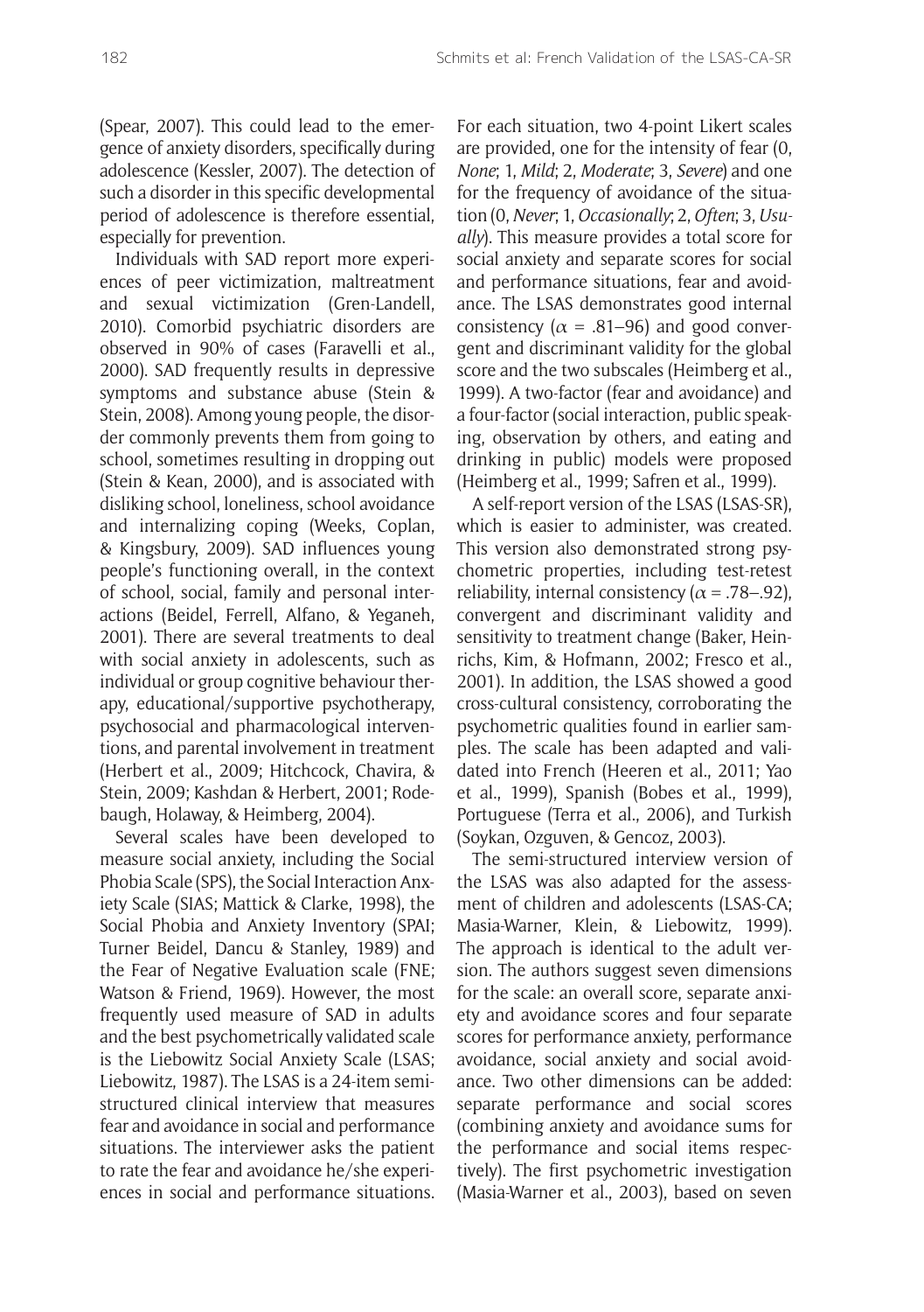(Spear, 2007). This could lead to the emergence of anxiety disorders, specifically during adolescence (Kessler, 2007). The detection of such a disorder in this specific developmental period of adolescence is therefore essential, especially for prevention.

Individuals with SAD report more experiences of peer victimization, maltreatment and sexual victimization (Gren-Landell, 2010). Comorbid psychiatric disorders are observed in 90% of cases (Faravelli et al., 2000). SAD frequently results in depressive symptoms and substance abuse (Stein & Stein, 2008). Among young people, the disorder commonly prevents them from going to school, sometimes resulting in dropping out (Stein & Kean, 2000), and is associated with disliking school, loneliness, school avoidance and internalizing coping (Weeks, Coplan, & Kingsbury, 2009). SAD influences young people's functioning overall, in the context of school, social, family and personal interactions (Beidel, Ferrell, Alfano, & Yeganeh, 2001). There are several treatments to deal with social anxiety in adolescents, such as individual or group cognitive behaviour therapy, educational/supportive psychotherapy, psychosocial and pharmacological interventions, and parental involvement in treatment (Herbert et al., 2009; Hitchcock, Chavira, & Stein, 2009; Kashdan & Herbert, 2001; Rodebaugh, Holaway, & Heimberg, 2004).

Several scales have been developed to measure social anxiety, including the Social Phobia Scale (SPS), the Social Interaction Anxiety Scale (SIAS; Mattick & Clarke, 1998), the Social Phobia and Anxiety Inventory (SPAI; Turner Beidel, Dancu & Stanley, 1989) and the Fear of Negative Evaluation scale (FNE; Watson & Friend, 1969). However, the most frequently used measure of SAD in adults and the best psychometrically validated scale is the Liebowitz Social Anxiety Scale (LSAS; Liebowitz, 1987). The LSAS is a 24-item semi-structured clinical interview that measures fear and avoidance in social and performance situations. The interviewer asks the patient to rate the fear and avoidance he/she experiences in social and performance situations. For each situation, two 4-point Likert scales are provided, one for the intensity of fear (0, *None*; 1, *Mild*; 2, *Moderate*; 3, *Severe*) and one for the frequency of avoidance of the situation (0, *Never*; 1, *Occasionally*; 2, *Often*; 3, *Usually*). This measure provides a total score for social anxiety and separate scores for social and performance situations, fear and avoidance. The LSAS demonstrates good internal consistency ($\alpha$ = .81–96) and good convergent and discriminant validity for the global score and the two subscales (Heimberg et al., 1999). A two-factor (fear and avoidance) and a four-factor (social interaction, public speaking, observation by others, and eating and drinking in public) models were proposed (Heimberg et al., 1999; Safren et al., 1999).

A self-report version of the LSAS (LSAS-SR), which is easier to administer, was created. This version also demonstrated strong psychometric properties, including test-retest reliability, internal consistency ($\alpha$ = .78–.92), convergent and discriminant validity and sensitivity to treatment change (Baker, Heinrichs, Kim, & Hofmann, 2002; Fresco et al., 2001). In addition, the LSAS showed a good cross-cultural consistency, corroborating the psychometric qualities found in earlier samples. The scale has been adapted and validated into French (Heeren et al., 2011; Yao et al., 1999), Spanish (Bobes et al., 1999), Portuguese (Terra et al., 2006), and Turkish (Soykan, Ozguven, & Gencoz, 2003).

The semi-structured interview version of the LSAS was also adapted for the assessment of children and adolescents (LSAS-CA; Masia-Warner, Klein, & Liebowitz, 1999). The approach is identical to the adult version. The authors suggest seven dimensions for the scale: an overall score, separate anxiety and avoidance scores and four separate scores for performance anxiety, performance avoidance, social anxiety and social avoidance. Two other dimensions can be added: separate performance and social scores (combining anxiety and avoidance sums for the performance and social items respectively). The first psychometric investigation (Masia-Warner et al., 2003), based on seven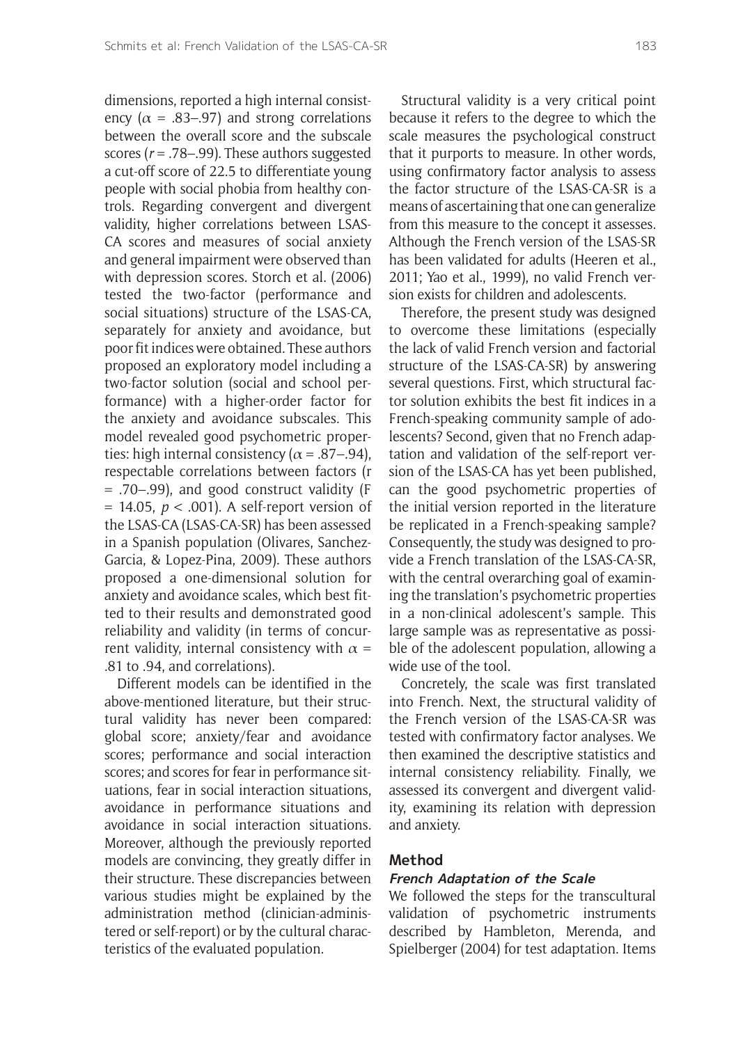dimensions, reported a high internal consistency ($\alpha$ = .83–.97) and strong correlations between the overall score and the subscale scores ($r$ = .78–.99). These authors suggested a cut-off score of 22.5 to differentiate young people with social phobia from healthy controls. Regarding convergent and divergent validity, higher correlations between LSAS-CA scores and measures of social anxiety and general impairment were observed than with depression scores. Storch et al. (2006) tested the two-factor (performance and social situations) structure of the LSAS-CA, separately for anxiety and avoidance, but poor fit indices were obtained. These authors proposed an exploratory model including a two-factor solution (social and school performance) with a higher-order factor for the anxiety and avoidance subscales. This model revealed good psychometric properties: high internal consistency ($\alpha$ = .87–.94), respectable correlations between factors (r = .70–.99), and good construct validity (F = 14.05, $p$ < .001). A self-report version of the LSAS-CA (LSAS-CA-SR) has been assessed in a Spanish population (Olivares, Sanchez-Garcia, & Lopez-Pina, 2009). These authors proposed a one-dimensional solution for anxiety and avoidance scales, which best fitted to their results and demonstrated good reliability and validity (in terms of concurrent validity, internal consistency with $\alpha$ = .81 to .94, and correlations).

Different models can be identified in the above-mentioned literature, but their structural validity has never been compared: global score; anxiety/fear and avoidance scores; performance and social interaction scores; and scores for fear in performance situations, fear in social interaction situations, avoidance in performance situations and avoidance in social interaction situations. Moreover, although the previously reported models are convincing, they greatly differ in their structure. These discrepancies between various studies might be explained by the administration method (clinician-administered or self-report) or by the cultural characteristics of the evaluated population.

Structural validity is a very critical point because it refers to the degree to which the scale measures the psychological construct that it purports to measure. In other words, using confirmatory factor analysis to assess the factor structure of the LSAS-CA-SR is a means of ascertaining that one can generalize from this measure to the concept it assesses. Although the French version of the LSAS-SR has been validated for adults (Heeren et al., 2011; Yao et al., 1999), no valid French version exists for children and adolescents.

Therefore, the present study was designed to overcome these limitations (especially the lack of valid French version and factorial structure of the LSAS-CA-SR) by answering several questions. First, which structural factor solution exhibits the best fit indices in a French-speaking community sample of adolescents? Second, given that no French adaptation and validation of the self-report version of the LSAS-CA has yet been published, can the good psychometric properties of the initial version reported in the literature be replicated in a French-speaking sample? Consequently, the study was designed to provide a French translation of the LSAS-CA-SR, with the central overarching goal of examining the translation's psychometric properties in a non-clinical adolescent's sample. This large sample was as representative as possible of the adolescent population, allowing a wide use of the tool.

Concretely, the scale was first translated into French. Next, the structural validity of the French version of the LSAS-CA-SR was tested with confirmatory factor analyses. We then examined the descriptive statistics and internal consistency reliability. Finally, we assessed its convergent and divergent validity, examining its relation with depression and anxiety.

## Method

### French Adaptation of the Scale

We followed the steps for the transcultural validation of psychometric instruments described by Hambleton, Merenda, and Spielberger (2004) for test adaptation. Items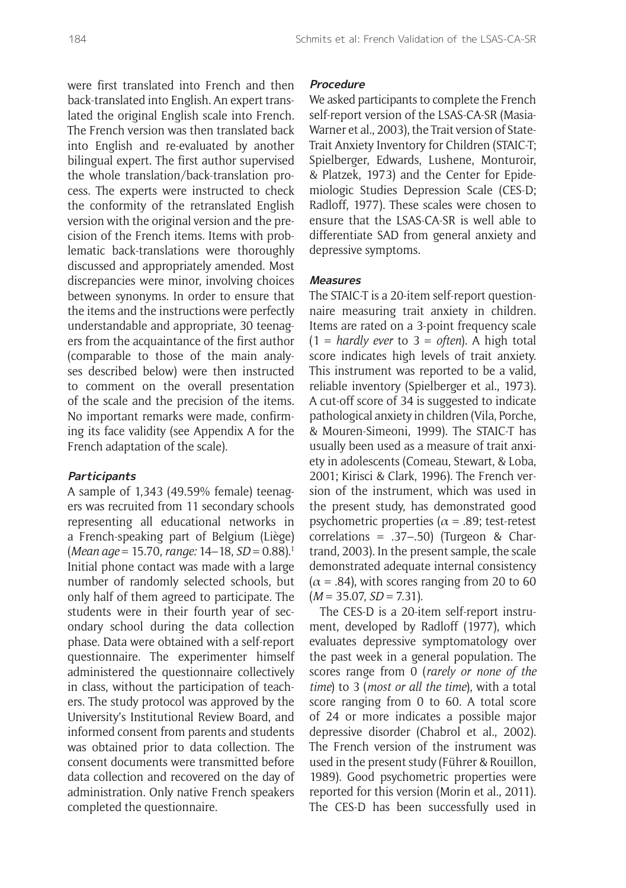were first translated into French and then back-translated into English. An expert translated the original English scale into French. The French version was then translated back into English and re-evaluated by another bilingual expert. The first author supervised the whole translation/back-translation process. The experts were instructed to check the conformity of the retranslated English version with the original version and the precision of the French items. Items with problematic back-translations were thoroughly discussed and appropriately amended. Most discrepancies were minor, involving choices between synonyms. In order to ensure that the items and the instructions were perfectly understandable and appropriate, 30 teenagers from the acquaintance of the first author (comparable to those of the main analyses described below) were then instructed to comment on the overall presentation of the scale and the precision of the items. No important remarks were made, confirming its face validity (see Appendix A for the French adaptation of the scale).

### Participants

A sample of 1,343 (49.59% female) teenagers was recruited from 11 secondary schools representing all educational networks in a French-speaking part of Belgium (Liège) (*Mean age* = 15.70, *range:* 14–18, *SD* = 0.88).[1] Initial phone contact was made with a large number of randomly selected schools, but only half of them agreed to participate. The students were in their fourth year of secondary school during the data collection phase. Data were obtained with a self-report questionnaire. The experimenter himself administered the questionnaire collectively in class, without the participation of teachers. The study protocol was approved by the University's Institutional Review Board, and informed consent from parents and students was obtained prior to data collection. The consent documents were transmitted before data collection and recovered on the day of administration. Only native French speakers completed the questionnaire.

### Procedure

We asked participants to complete the French self-report version of the LSAS-CA-SR (Masia-Warner et al., 2003), the Trait version of State-Trait Anxiety Inventory for Children (STAIC-T; Spielberger, Edwards, Lushene, Monturoir, & Platzek, 1973) and the Center for Epidemiologic Studies Depression Scale (CES-D; Radloff, 1977). These scales were chosen to ensure that the LSAS-CA-SR is well able to differentiate SAD from general anxiety and depressive symptoms.

### Measures

The STAIC-T is a 20-item self-report questionnaire measuring trait anxiety in children. Items are rated on a 3-point frequency scale (1 = *hardly ever* to 3 = *often*). A high total score indicates high levels of trait anxiety. This instrument was reported to be a valid, reliable inventory (Spielberger et al., 1973). A cut-off score of 34 is suggested to indicate pathological anxiety in children (Vila, Porche, & Mouren-Simeoni, 1999). The STAIC-T has usually been used as a measure of trait anxiety in adolescents (Comeau, Stewart, & Loba, 2001; Kirisci & Clark, 1996). The French version of the instrument, which was used in the present study, has demonstrated good psychometric properties ($\alpha$ = .89; test-retest correlations = .37–.50) (Turgeon & Chartrand, 2003). In the present sample, the scale demonstrated adequate internal consistency ($\alpha$ = .84), with scores ranging from 20 to 60 (*M* = 35.07, *SD* = 7.31).

The CES-D is a 20-item self-report instrument, developed by Radloff (1977), which evaluates depressive symptomatology over the past week in a general population. The scores range from 0 (*rarely or none of the time*) to 3 (*most or all the time*), with a total score ranging from 0 to 60. A total score of 24 or more indicates a possible major depressive disorder (Chabrol et al., 2002). The French version of the instrument was used in the present study (Führer & Rouillon, 1989). Good psychometric properties were reported for this version (Morin et al., 2011). The CES-D has been successfully used in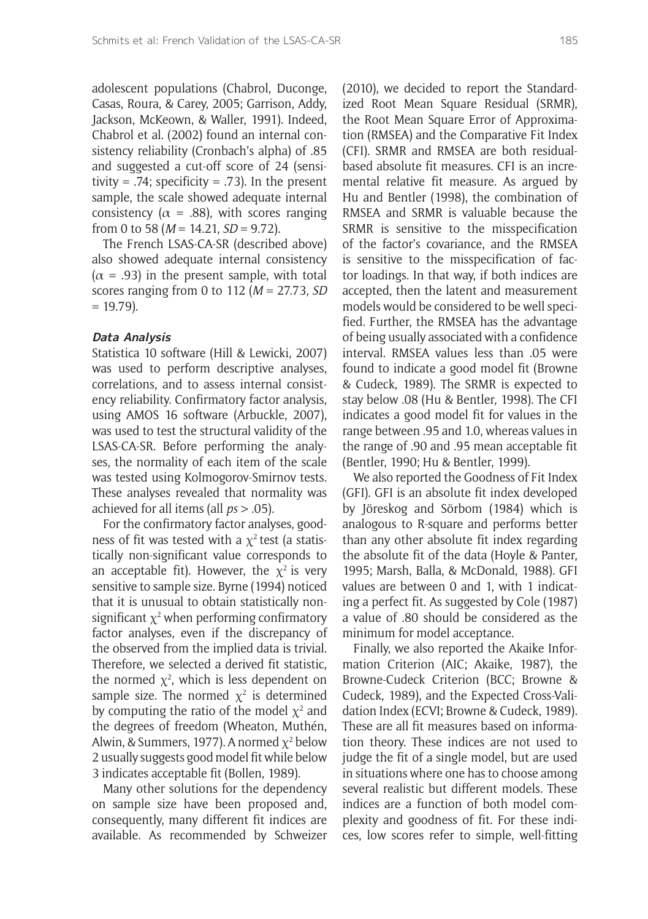adolescent populations (Chabrol, Duconge, Casas, Roura, & Carey, 2005; Garrison, Addy, Jackson, McKeown, & Waller, 1991). Indeed, Chabrol et al. (2002) found an internal consistency reliability (Cronbach's alpha) of .85 and suggested a cut-off score of 24 (sensitivity = .74; specificity = .73). In the present sample, the scale showed adequate internal consistency ($\alpha$ = .88), with scores ranging from 0 to 58 ($M$ = 14.21, $SD$ = 9.72).

The French LSAS-CA-SR (described above) also showed adequate internal consistency ($\alpha$ = .93) in the present sample, with total scores ranging from 0 to 112 ($M$ = 27.73, $SD$ = 19.79).

#### *Data Analysis*

Statistica 10 software (Hill & Lewicki, 2007) was used to perform descriptive analyses, correlations, and to assess internal consistency reliability. Confirmatory factor analysis, using AMOS 16 software (Arbuckle, 2007), was used to test the structural validity of the LSAS-CA-SR. Before performing the analyses, the normality of each item of the scale was tested using Kolmogorov-Smirnov tests. These analyses revealed that normality was achieved for all items (all $ps$ > .05).

For the confirmatory factor analyses, goodness of fit was tested with a $\chi^2$ test (a statistically non-significant value corresponds to an acceptable fit). However, the $\chi^2$ is very sensitive to sample size. Byrne (1994) noticed that it is unusual to obtain statistically non-significant $\chi^2$ when performing confirmatory factor analyses, even if the discrepancy of the observed from the implied data is trivial. Therefore, we selected a derived fit statistic, the normed $\chi^2$, which is less dependent on sample size. The normed $\chi^2$ is determined by computing the ratio of the model $\chi^2$ and the degrees of freedom (Wheaton, Muthén, Alwin, & Summers, 1977). A normed $\chi^2$ below 2 usually suggests good model fit while below 3 indicates acceptable fit (Bollen, 1989).

Many other solutions for the dependency on sample size have been proposed and, consequently, many different fit indices are available. As recommended by Schweizer (2010), we decided to report the Standardized Root Mean Square Residual (SRMR), the Root Mean Square Error of Approximation (RMSEA) and the Comparative Fit Index (CFI). SRMR and RMSEA are both residual-based absolute fit measures. CFI is an incremental relative fit measure. As argued by Hu and Bentler (1998), the combination of RMSEA and SRMR is valuable because the SRMR is sensitive to the misspecification of the factor's covariance, and the RMSEA is sensitive to the misspecification of factor loadings. In that way, if both indices are accepted, then the latent and measurement models would be considered to be well specified. Further, the RMSEA has the advantage of being usually associated with a confidence interval. RMSEA values less than .05 were found to indicate a good model fit (Browne & Cudeck, 1989). The SRMR is expected to stay below .08 (Hu & Bentler, 1998). The CFI indicates a good model fit for values in the range between .95 and 1.0, whereas values in the range of .90 and .95 mean acceptable fit (Bentler, 1990; Hu & Bentler, 1999).

We also reported the Goodness of Fit Index (GFI). GFI is an absolute fit index developed by Jöreskog and Sörbom (1984) which is analogous to R-square and performs better than any other absolute fit index regarding the absolute fit of the data (Hoyle & Panter, 1995; Marsh, Balla, & McDonald, 1988). GFI values are between 0 and 1, with 1 indicating a perfect fit. As suggested by Cole (1987) a value of .80 should be considered as the minimum for model acceptance.

Finally, we also reported the Akaike Information Criterion (AIC; Akaike, 1987), the Browne-Cudeck Criterion (BCC; Browne & Cudeck, 1989), and the Expected Cross-Validation Index (ECVI; Browne & Cudeck, 1989). These are all fit measures based on information theory. These indices are not used to judge the fit of a single model, but are used in situations where one has to choose among several realistic but different models. These indices are a function of both model complexity and goodness of fit. For these indices, low scores refer to simple, well-fitting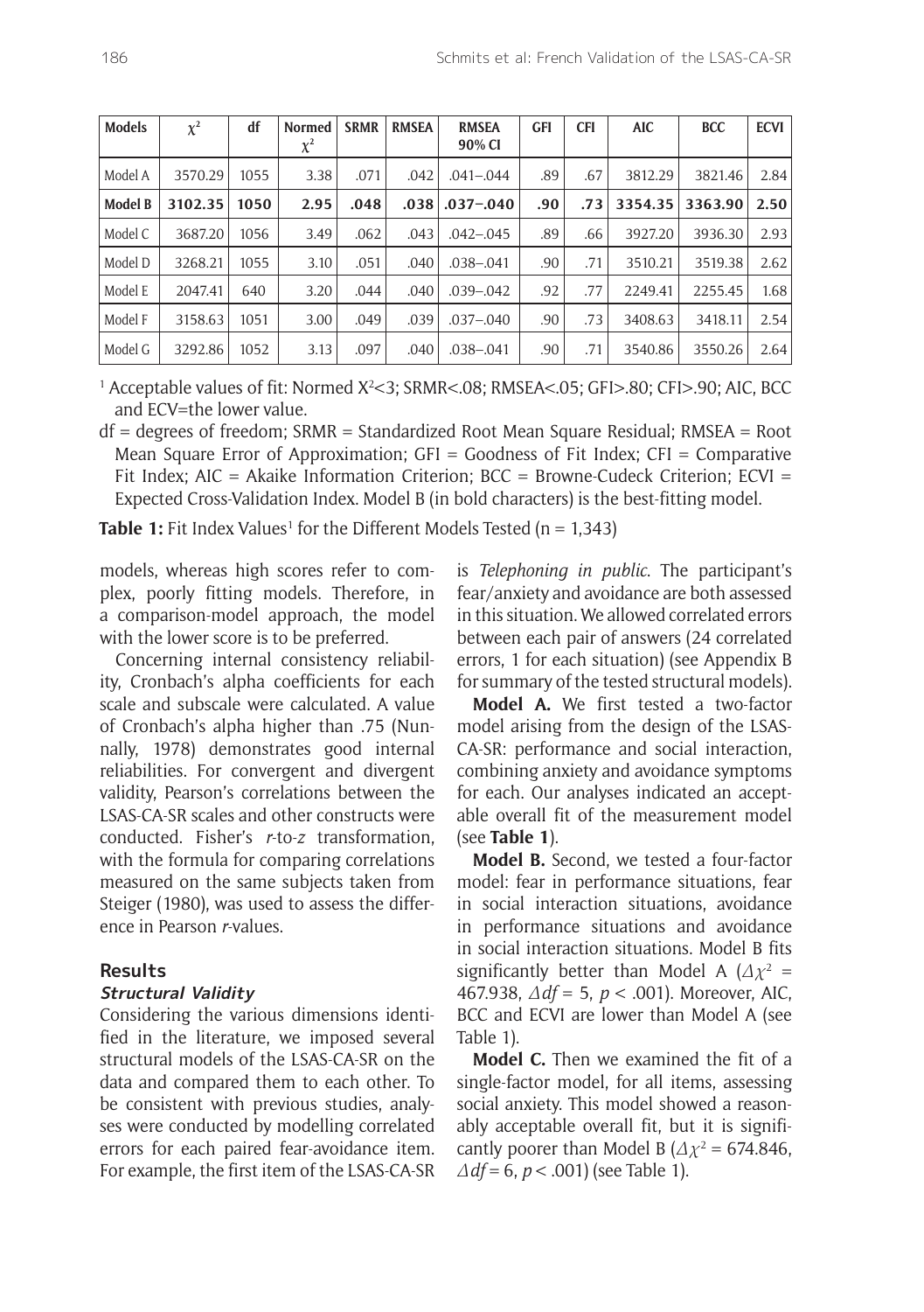| Models | $\chi^2$ | df | Normed $\chi^2$ | SRMR | RMSEA | RMSEA 90% CI | GFI | CFI | AIC | BCC | ECVI |
|---|---|---|---|---|---|---|---|---|---|---|---|
| Model A | 3570.29 | 1055 | 3.38 | .071 | .042 | .041–.044 | .89 | .67 | 3812.29 | 3821.46 | 2.84 |
| **Model B** | **3102.35** | **1050** | **2.95** | **.048** | **.038** | **.037–.040** | **.90** | **.73** | **3354.35** | **3363.90** | **2.50** |
| Model C | 3687.20 | 1056 | 3.49 | .062 | .043 | .042–.045 | .89 | .66 | 3927.20 | 3936.30 | 2.93 |
| Model D | 3268.21 | 1055 | 3.10 | .051 | .040 | .038–.041 | .90 | .71 | 3510.21 | 3519.38 | 2.62 |
| Model E | 2047.41 | 640 | 3.20 | .044 | .040 | .039–.042 | .92 | .77 | 2249.41 | 2255.45 | 1.68 |
| Model F | 3158.63 | 1051 | 3.00 | .049 | .039 | .037–.040 | .90 | .73 | 3408.63 | 3418.11 | 2.54 |
| Model G | 3292.86 | 1052 | 3.13 | .097 | .040 | .038–.041 | .90 | .71 | 3540.86 | 3550.26 | 2.64 |

[1] Acceptable values of fit: Normed $X^2$<3; SRMR<.08; RMSEA<.05; GFI>.80; CFI>.90; AIC, BCC and ECV=the lower value.

df = degrees of freedom; SRMR = Standardized Root Mean Square Residual; RMSEA = Root Mean Square Error of Approximation; GFI = Goodness of Fit Index; CFI = Comparative Fit Index; AIC = Akaike Information Criterion; BCC = Browne-Cudeck Criterion; ECVI = Expected Cross-Validation Index. Model B (in bold characters) is the best-fitting model.

**Table 1:** Fit Index Values[1] for the Different Models Tested (n = 1,343)

models, whereas high scores refer to complex, poorly fitting models. Therefore, in a comparison-model approach, the model with the lower score is to be preferred.

Concerning internal consistency reliability, Cronbach's alpha coefficients for each scale and subscale were calculated. A value of Cronbach's alpha higher than .75 (Nunnally, 1978) demonstrates good internal reliabilities. For convergent and divergent validity, Pearson's correlations between the LSAS-CA-SR scales and other constructs were conducted. Fisher's *r*-to-*z* transformation, with the formula for comparing correlations measured on the same subjects taken from Steiger (1980), was used to assess the difference in Pearson *r*-values.

## Results

### Structural Validity

Considering the various dimensions identified in the literature, we imposed several structural models of the LSAS-CA-SR on the data and compared them to each other. To be consistent with previous studies, analyses were conducted by modelling correlated errors for each paired fear-avoidance item. For example, the first item of the LSAS-CA-SR is *Telephoning in public*. The participant's fear/anxiety and avoidance are both assessed in this situation. We allowed correlated errors between each pair of answers (24 correlated errors, 1 for each situation) (see Appendix B for summary of the tested structural models).

**Model A.** We first tested a two-factor model arising from the design of the LSAS-CA-SR: performance and social interaction, combining anxiety and avoidance symptoms for each. Our analyses indicated an acceptable overall fit of the measurement model (see **Table 1**).

**Model B.** Second, we tested a four-factor model: fear in performance situations, fear in social interaction situations, avoidance in performance situations and avoidance in social interaction situations. Model B fits significantly better than Model A ($\Delta\chi^2$ = 467.938, $\Delta df$ = 5, $p$ < .001). Moreover, AIC, BCC and ECVI are lower than Model A (see Table 1).

**Model C.** Then we examined the fit of a single-factor model, for all items, assessing social anxiety. This model showed a reasonably acceptable overall fit, but it is significantly poorer than Model B ($\Delta\chi^2$ = 674.846, $\Delta df$ = 6, $p$ < .001) (see Table 1).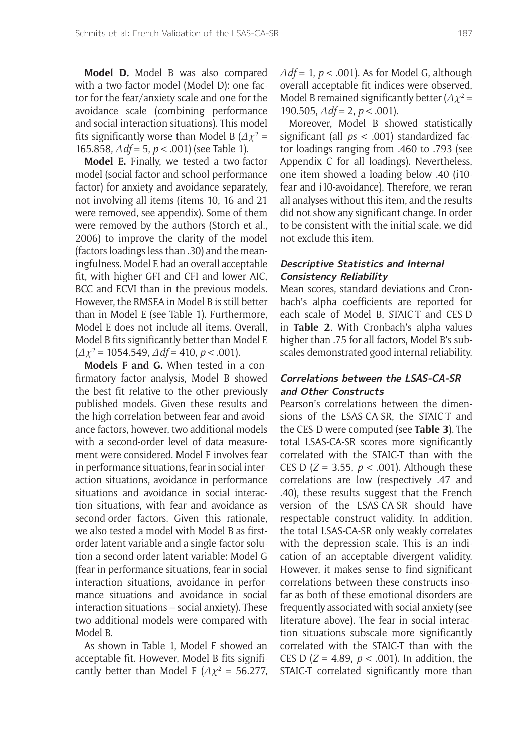**Model D.** Model B was also compared with a two-factor model (Model D): one factor for the fear/anxiety scale and one for the avoidance scale (combining performance and social interaction situations). This model fits significantly worse than Model B ($\Delta\chi^2$ = 165.858, $\Delta df$ = 5, $p$ < .001) (see Table 1).

**Model E.** Finally, we tested a two-factor model (social factor and school performance factor) for anxiety and avoidance separately, not involving all items (items 10, 16 and 21 were removed, see appendix). Some of them were removed by the authors (Storch et al., 2006) to improve the clarity of the model (factors loadings less than .30) and the meaningfulness. Model E had an overall acceptable fit, with higher GFI and CFI and lower AIC, BCC and ECVI than in the previous models. However, the RMSEA in Model B is still better than in Model E (see Table 1). Furthermore, Model E does not include all items. Overall, Model B fits significantly better than Model E ($\Delta\chi^2$ = 1054.549, $\Delta df$ = 410, $p$ < .001).

**Models F and G.** When tested in a confirmatory factor analysis, Model B showed the best fit relative to the other previously published models. Given these results and the high correlation between fear and avoidance factors, however, two additional models with a second-order level of data measurement were considered. Model F involves fear in performance situations, fear in social interaction situations, avoidance in performance situations and avoidance in social interaction situations, with fear and avoidance as second-order factors. Given this rationale, we also tested a model with Model B as first-order latent variable and a single-factor solution a second-order latent variable: Model G (fear in performance situations, fear in social interaction situations, avoidance in performance situations and avoidance in social interaction situations – social anxiety). These two additional models were compared with Model B.

As shown in Table 1, Model F showed an acceptable fit. However, Model B fits significantly better than Model F ($\Delta\chi^2$ = 56.277, $\Delta df$ = 1, $p$ < .001). As for Model G, although overall acceptable fit indices were observed, Model B remained significantly better ($\Delta\chi^2$ = 190.505, $\Delta df$ = 2, $p$ < .001).

Moreover, Model B showed statistically significant (all $ps$ < .001) standardized factor loadings ranging from .460 to .793 (see Appendix C for all loadings). Nevertheless, one item showed a loading below .40 (i10-fear and i10-avoidance). Therefore, we reran all analyses without this item, and the results did not show any significant change. In order to be consistent with the initial scale, we did not exclude this item.

### Descriptive Statistics and Internal Consistency Reliability

Mean scores, standard deviations and Cronbach's alpha coefficients are reported for each scale of Model B, STAIC-T and CES-D in **Table 2**. With Cronbach's alpha values higher than .75 for all factors, Model B's subscales demonstrated good internal reliability.

### Correlations between the LSAS-CA-SR and Other Constructs

Pearson's correlations between the dimensions of the LSAS-CA-SR, the STAIC-T and the CES-D were computed (see **Table 3**). The total LSAS-CA-SR scores more significantly correlated with the STAIC-T than with the CES-D ($Z$ = 3.55, $p$ < .001). Although these correlations are low (respectively .47 and .40), these results suggest that the French version of the LSAS-CA-SR should have respectable construct validity. In addition, the total LSAS-CA-SR only weakly correlates with the depression scale. This is an indication of an acceptable divergent validity. However, it makes sense to find significant correlations between these constructs insofar as both of these emotional disorders are frequently associated with social anxiety (see literature above). The fear in social interaction situations subscale more significantly correlated with the STAIC-T than with the CES-D ($Z$ = 4.89, $p$ < .001). In addition, the STAIC-T correlated significantly more than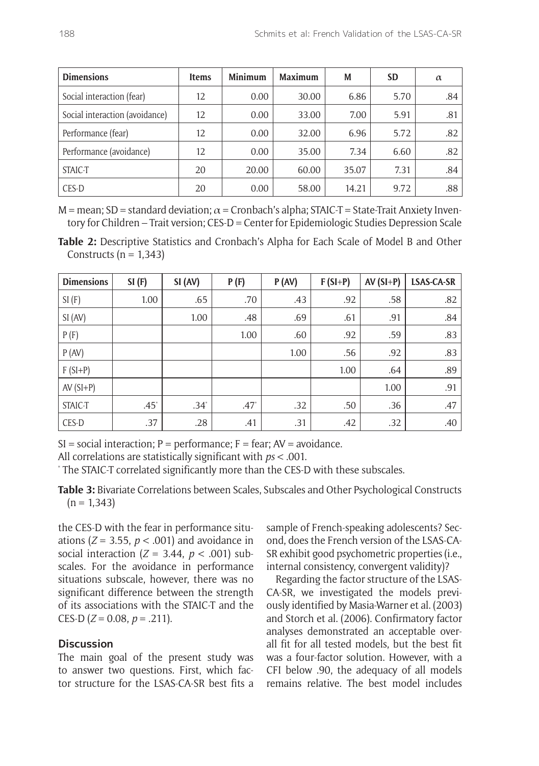| Dimensions | Items | Minimum | Maximum | M | SD | α |
|---|---|---|---|---|---|---|
| Social interaction (fear) | 12 | 0.00 | 30.00 | 6.86 | 5.70 | .84 |
| Social interaction (avoidance) | 12 | 0.00 | 33.00 | 7.00 | 5.91 | .81 |
| Performance (fear) | 12 | 0.00 | 32.00 | 6.96 | 5.72 | .82 |
| Performance (avoidance) | 12 | 0.00 | 35.00 | 7.34 | 6.60 | .82 |
| STAIC-T | 20 | 20.00 | 60.00 | 35.07 | 7.31 | .84 |
| CES-D | 20 | 0.00 | 58.00 | 14.21 | 9.72 | .88 |

M = mean; SD = standard deviation; α = Cronbach's alpha; STAIC-T = State-Trait Anxiety Inventory for Children – Trait version; CES-D = Center for Epidemiologic Studies Depression Scale

**Table 2:** Descriptive Statistics and Cronbach's Alpha for Each Scale of Model B and Other Constructs (n = 1,343)

| Dimensions | SI (F) | SI (AV) | P (F) | P (AV) | F (SI+P) | AV (SI+P) | LSAS-CA-SR |
|---|---|---|---|---|---|---|---|
| SI (F) | 1.00 | .65 | .70 | .43 | .92 | .58 | .82 |
| SI (AV) | | 1.00 | .48 | .69 | .61 | .91 | .84 |
| P (F) | | | 1.00 | .60 | .92 | .59 | .83 |
| P (AV) | | | | 1.00 | .56 | .92 | .83 |
| F (SI+P) | | | | | 1.00 | .64 | .89 |
| AV (SI+P) | | | | | | 1.00 | .91 |
| STAIC-T | .45* | .34* | .47* | .32 | .50 | .36 | .47 |
| CES-D | .37 | .28 | .41 | .31 | .42 | .32 | .40 |

SI = social interaction; P = performance; F = fear; AV = avoidance.

All correlations are statistically significant with *ps* < .001.

* The STAIC-T correlated significantly more than the CES-D with these subscales.

**Table 3:** Bivariate Correlations between Scales, Subscales and Other Psychological Constructs (n = 1,343)

the CES-D with the fear in performance situations ($Z = 3.55$, $p < .001$) and avoidance in social interaction ($Z = 3.44$, $p < .001$) subscales. For the avoidance in performance situations subscale, however, there was no significant difference between the strength of its associations with the STAIC-T and the CES-D ($Z = 0.08$, $p = .211$).

## Discussion

The main goal of the present study was to answer two questions. First, which factor structure for the LSAS-CA-SR best fits a sample of French-speaking adolescents? Second, does the French version of the LSAS-CA-SR exhibit good psychometric properties (i.e., internal consistency, convergent validity)?

Regarding the factor structure of the LSAS-CA-SR, we investigated the models previously identified by Masia-Warner et al. (2003) and Storch et al. (2006). Confirmatory factor analyses demonstrated an acceptable overall fit for all tested models, but the best fit was a four-factor solution. However, with a CFI below .90, the adequacy of all models remains relative. The best model includes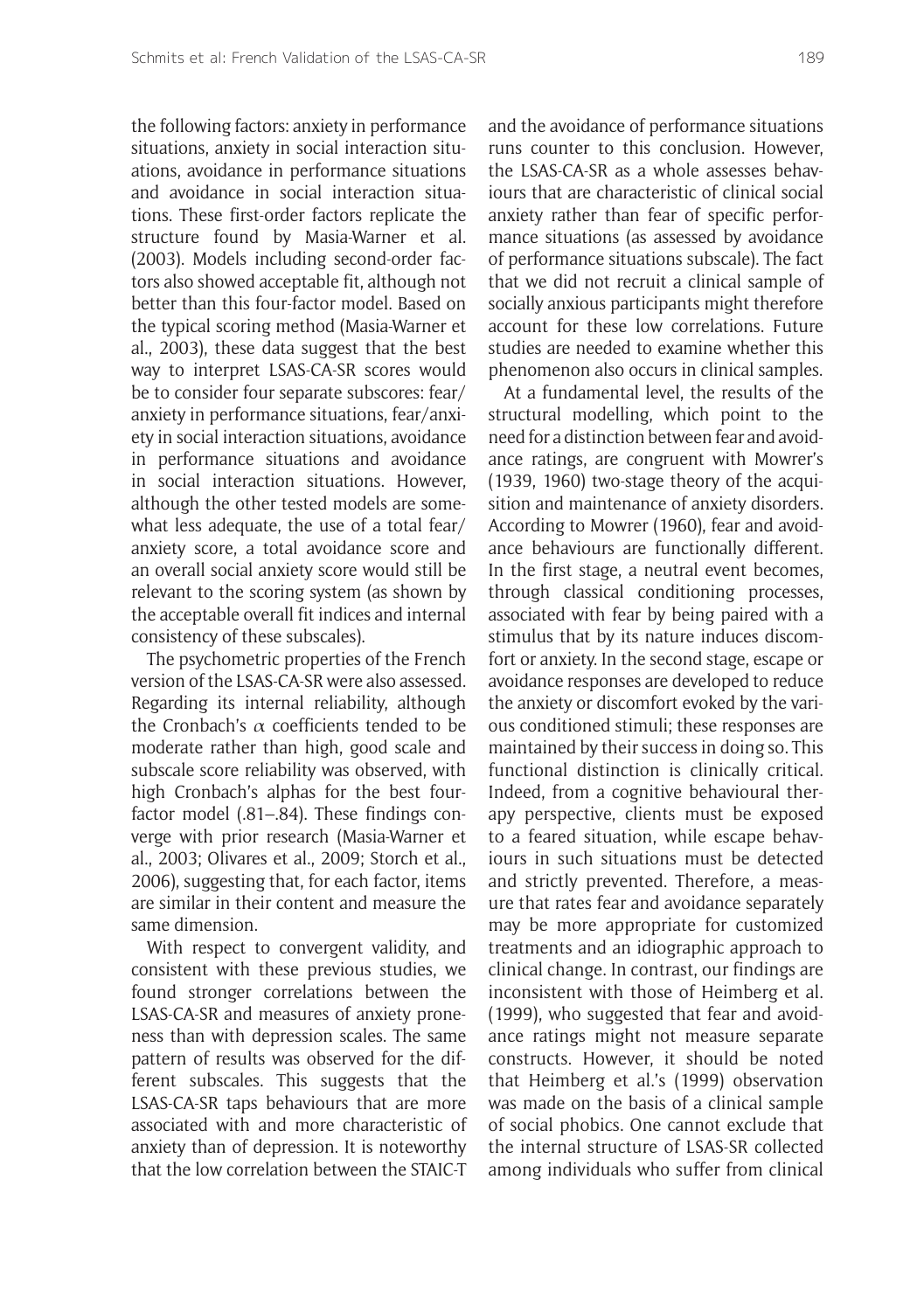the following factors: anxiety in performance situations, anxiety in social interaction situations, avoidance in performance situations and avoidance in social interaction situations. These first-order factors replicate the structure found by Masia-Warner et al. (2003). Models including second-order factors also showed acceptable fit, although not better than this four-factor model. Based on the typical scoring method (Masia-Warner et al., 2003), these data suggest that the best way to interpret LSAS-CA-SR scores would be to consider four separate subscores: fear/anxiety in performance situations, fear/anxiety in social interaction situations, avoidance in performance situations and avoidance in social interaction situations. However, although the other tested models are somewhat less adequate, the use of a total fear/anxiety score, a total avoidance score and an overall social anxiety score would still be relevant to the scoring system (as shown by the acceptable overall fit indices and internal consistency of these subscales).

The psychometric properties of the French version of the LSAS-CA-SR were also assessed. Regarding its internal reliability, although the Cronbach's $\alpha$ coefficients tended to be moderate rather than high, good scale and subscale score reliability was observed, with high Cronbach's alphas for the best four-factor model (.81–.84). These findings converge with prior research (Masia-Warner et al., 2003; Olivares et al., 2009; Storch et al., 2006), suggesting that, for each factor, items are similar in their content and measure the same dimension.

With respect to convergent validity, and consistent with these previous studies, we found stronger correlations between the LSAS-CA-SR and measures of anxiety proneness than with depression scales. The same pattern of results was observed for the different subscales. This suggests that the LSAS-CA-SR taps behaviours that are more associated with and more characteristic of anxiety than of depression. It is noteworthy that the low correlation between the STAIC-T and the avoidance of performance situations runs counter to this conclusion. However, the LSAS-CA-SR as a whole assesses behaviours that are characteristic of clinical social anxiety rather than fear of specific performance situations (as assessed by avoidance of performance situations subscale). The fact that we did not recruit a clinical sample of socially anxious participants might therefore account for these low correlations. Future studies are needed to examine whether this phenomenon also occurs in clinical samples.

At a fundamental level, the results of the structural modelling, which point to the need for a distinction between fear and avoidance ratings, are congruent with Mowrer's (1939, 1960) two-stage theory of the acquisition and maintenance of anxiety disorders. According to Mowrer (1960), fear and avoidance behaviours are functionally different. In the first stage, a neutral event becomes, through classical conditioning processes, associated with fear by being paired with a stimulus that by its nature induces discomfort or anxiety. In the second stage, escape or avoidance responses are developed to reduce the anxiety or discomfort evoked by the various conditioned stimuli; these responses are maintained by their success in doing so. This functional distinction is clinically critical. Indeed, from a cognitive behavioural therapy perspective, clients must be exposed to a feared situation, while escape behaviours in such situations must be detected and strictly prevented. Therefore, a measure that rates fear and avoidance separately may be more appropriate for customized treatments and an idiographic approach to clinical change. In contrast, our findings are inconsistent with those of Heimberg et al. (1999), who suggested that fear and avoidance ratings might not measure separate constructs. However, it should be noted that Heimberg et al.'s (1999) observation was made on the basis of a clinical sample of social phobics. One cannot exclude that the internal structure of LSAS-SR collected among individuals who suffer from clinical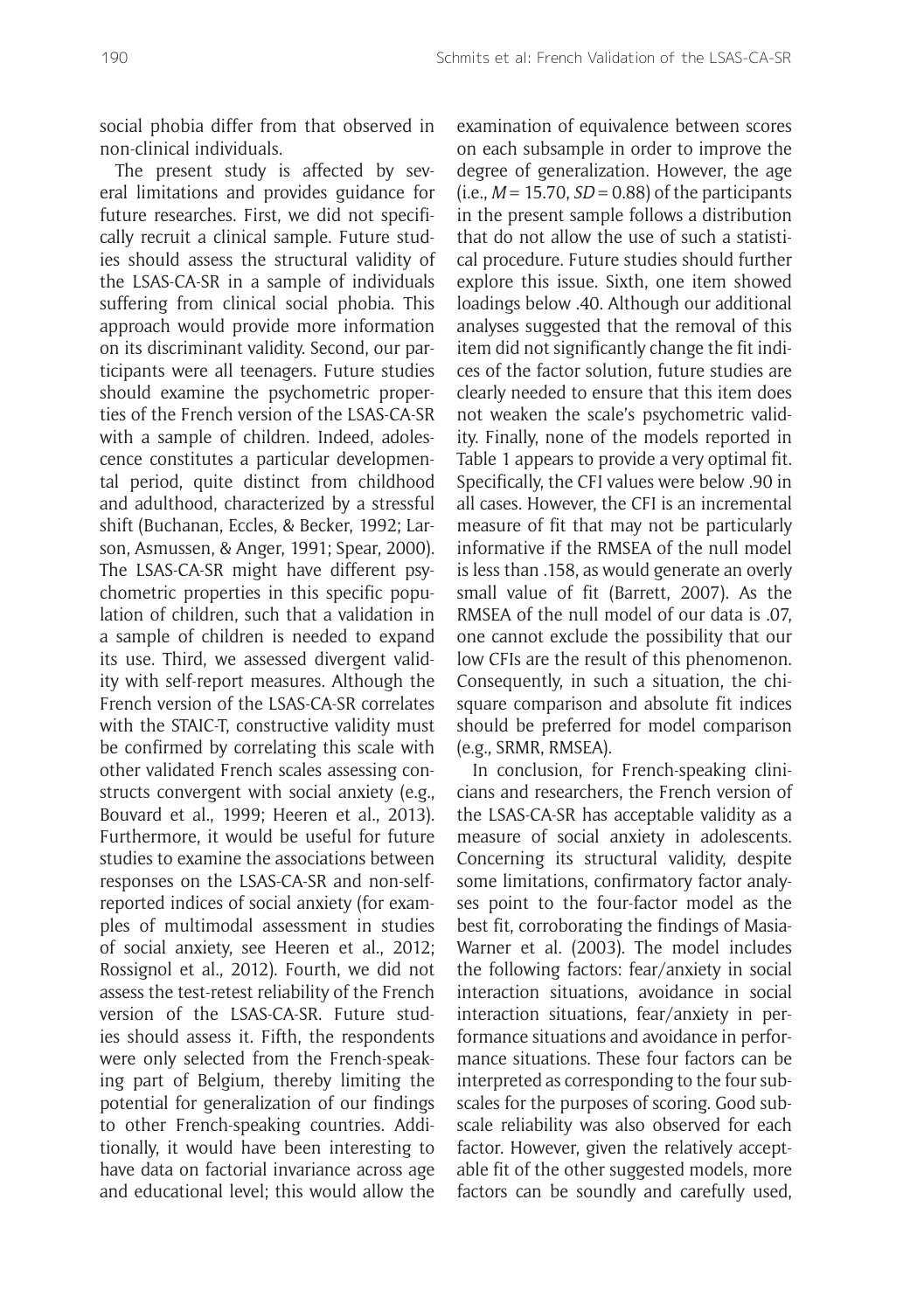social phobia differ from that observed in non-clinical individuals.

The present study is affected by several limitations and provides guidance for future researches. First, we did not specifically recruit a clinical sample. Future studies should assess the structural validity of the LSAS-CA-SR in a sample of individuals suffering from clinical social phobia. This approach would provide more information on its discriminant validity. Second, our participants were all teenagers. Future studies should examine the psychometric properties of the French version of the LSAS-CA-SR with a sample of children. Indeed, adolescence constitutes a particular developmental period, quite distinct from childhood and adulthood, characterized by a stressful shift (Buchanan, Eccles, & Becker, 1992; Larson, Asmussen, & Anger, 1991; Spear, 2000). The LSAS-CA-SR might have different psychometric properties in this specific population of children, such that a validation in a sample of children is needed to expand its use. Third, we assessed divergent validity with self-report measures. Although the French version of the LSAS-CA-SR correlates with the STAIC-T, constructive validity must be confirmed by correlating this scale with other validated French scales assessing constructs convergent with social anxiety (e.g., Bouvard et al., 1999; Heeren et al., 2013). Furthermore, it would be useful for future studies to examine the associations between responses on the LSAS-CA-SR and non-self-reported indices of social anxiety (for examples of multimodal assessment in studies of social anxiety, see Heeren et al., 2012; Rossignol et al., 2012). Fourth, we did not assess the test-retest reliability of the French version of the LSAS-CA-SR. Future studies should assess it. Fifth, the respondents were only selected from the French-speaking part of Belgium, thereby limiting the potential for generalization of our findings to other French-speaking countries. Additionally, it would have been interesting to have data on factorial invariance across age and educational level; this would allow the examination of equivalence between scores on each subsample in order to improve the degree of generalization. However, the age (i.e., $M = 15.70$, $SD = 0.88$) of the participants in the present sample follows a distribution that do not allow the use of such a statistical procedure. Future studies should further explore this issue. Sixth, one item showed loadings below .40. Although our additional analyses suggested that the removal of this item did not significantly change the fit indices of the factor solution, future studies are clearly needed to ensure that this item does not weaken the scale's psychometric validity. Finally, none of the models reported in Table 1 appears to provide a very optimal fit. Specifically, the CFI values were below .90 in all cases. However, the CFI is an incremental measure of fit that may not be particularly informative if the RMSEA of the null model is less than .158, as would generate an overly small value of fit (Barrett, 2007). As the RMSEA of the null model of our data is .07, one cannot exclude the possibility that our low CFIs are the result of this phenomenon. Consequently, in such a situation, the chi-square comparison and absolute fit indices should be preferred for model comparison (e.g., SRMR, RMSEA).

In conclusion, for French-speaking clinicians and researchers, the French version of the LSAS-CA-SR has acceptable validity as a measure of social anxiety in adolescents. Concerning its structural validity, despite some limitations, confirmatory factor analyses point to the four-factor model as the best fit, corroborating the findings of Masia-Warner et al. (2003). The model includes the following factors: fear/anxiety in social interaction situations, avoidance in social interaction situations, fear/anxiety in performance situations and avoidance in performance situations. These four factors can be interpreted as corresponding to the four subscales for the purposes of scoring. Good subscale reliability was also observed for each factor. However, given the relatively acceptable fit of the other suggested models, more factors can be soundly and carefully used,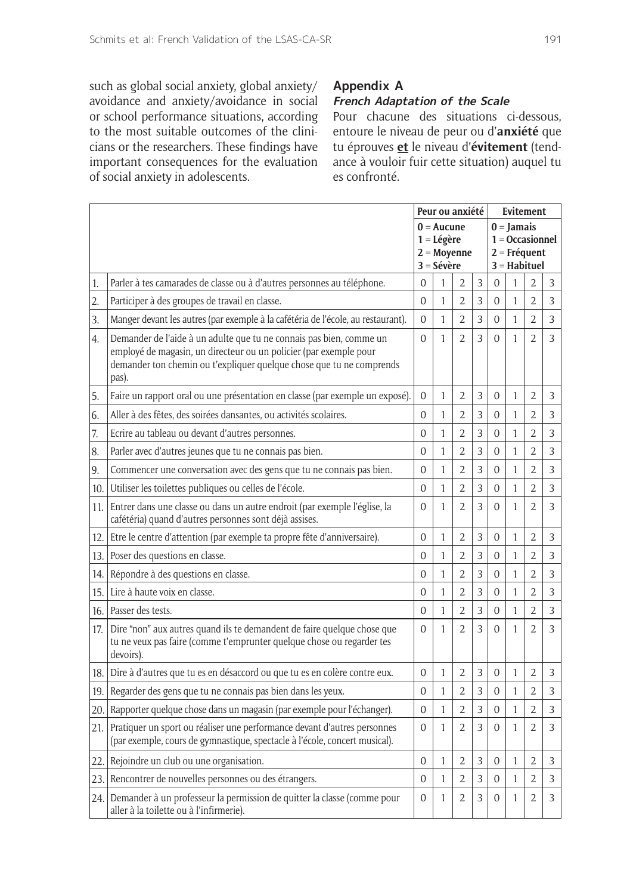such as global social anxiety, global anxiety/avoidance and anxiety/avoidance in social or school performance situations, according to the most suitable outcomes of the clinicians or the researchers. These findings have important consequences for the evaluation of social anxiety in adolescents.

## Appendix A

### *French Adaptation of the Scale*

Pour chacune des situations ci-dessous, entoure le niveau de peur ou d'**anxiété** que tu éprouves **et** le niveau d'**évitement** (tendance à vouloir fuir cette situation) auquel tu es confronté.

| | | Peur ou anxiété | | | | Evitement | | | |
|---|---|---|---|---|---|---|---|---|---|
| | | **0** = Aucune<br>**1** = Légère<br>**2** = Moyenne<br>**3** = Sévère | | | | **0** = Jamais<br>**1** = Occasionnel<br>**2** = Fréquent<br>**3** = Habituel | | | |
| 1. | Parler à tes camarades de classe ou à d'autres personnes au téléphone. | 0 | 1 | 2 | 3 | 0 | 1 | 2 | 3 |
| 2. | Participer à des groupes de travail en classe. | 0 | 1 | 2 | 3 | 0 | 1 | 2 | 3 |
| 3. | Manger devant les autres (par exemple à la cafétéria de l'école, au restaurant). | 0 | 1 | 2 | 3 | 0 | 1 | 2 | 3 |
| 4. | Demander de l'aide à un adulte que tu ne connais pas bien, comme un employé de magasin, un directeur ou un policier (par exemple pour demander ton chemin ou t'expliquer quelque chose que tu ne comprends pas). | 0 | 1 | 2 | 3 | 0 | 1 | 2 | 3 |
| 5. | Faire un rapport oral ou une présentation en classe (par exemple un exposé). | 0 | 1 | 2 | 3 | 0 | 1 | 2 | 3 |
| 6. | Aller à des fêtes, des soirées dansantes, ou activités scolaires. | 0 | 1 | 2 | 3 | 0 | 1 | 2 | 3 |
| 7. | Ecrire au tableau ou devant d'autres personnes. | 0 | 1 | 2 | 3 | 0 | 1 | 2 | 3 |
| 8. | Parler avec d'autres jeunes que tu ne connais pas bien. | 0 | 1 | 2 | 3 | 0 | 1 | 2 | 3 |
| 9. | Commencer une conversation avec des gens que tu ne connais pas bien. | 0 | 1 | 2 | 3 | 0 | 1 | 2 | 3 |
| 10. | Utiliser les toilettes publiques ou celles de l'école. | 0 | 1 | 2 | 3 | 0 | 1 | 2 | 3 |
| 11. | Entrer dans une classe ou dans un autre endroit (par exemple l'église, la cafétéria) quand d'autres personnes sont déjà assises. | 0 | 1 | 2 | 3 | 0 | 1 | 2 | 3 |
| 12. | Etre le centre d'attention (par exemple ta propre fête d'anniversaire). | 0 | 1 | 2 | 3 | 0 | 1 | 2 | 3 |
| 13. | Poser des questions en classe. | 0 | 1 | 2 | 3 | 0 | 1 | 2 | 3 |
| 14. | Répondre à des questions en classe. | 0 | 1 | 2 | 3 | 0 | 1 | 2 | 3 |
| 15. | Lire à haute voix en classe. | 0 | 1 | 2 | 3 | 0 | 1 | 2 | 3 |
| 16. | Passer des tests. | 0 | 1 | 2 | 3 | 0 | 1 | 2 | 3 |
| 17. | Dire "non" aux autres quand ils te demandent de faire quelque chose que tu ne veux pas faire (comme t'emprunter quelque chose ou regarder tes devoirs). | 0 | 1 | 2 | 3 | 0 | 1 | 2 | 3 |
| 18. | Dire à d'autres que tu es en désaccord ou que tu es en colère contre eux. | 0 | 1 | 2 | 3 | 0 | 1 | 2 | 3 |
| 19. | Regarder des gens que tu ne connais pas bien dans les yeux. | 0 | 1 | 2 | 3 | 0 | 1 | 2 | 3 |
| 20. | Rapporter quelque chose dans un magasin (par exemple pour l'échanger). | 0 | 1 | 2 | 3 | 0 | 1 | 2 | 3 |
| 21. | Pratiquer un sport ou réaliser une performance devant d'autres personnes (par exemple, cours de gymnastique, spectacle à l'école, concert musical). | 0 | 1 | 2 | 3 | 0 | 1 | 2 | 3 |
| 22. | Rejoindre un club ou une organisation. | 0 | 1 | 2 | 3 | 0 | 1 | 2 | 3 |
| 23. | Rencontrer de nouvelles personnes ou des étrangers. | 0 | 1 | 2 | 3 | 0 | 1 | 2 | 3 |
| 24. | Demander à un professeur la permission de quitter la classe (comme pour aller à la toilette ou à l'infirmerie). | 0 | 1 | 2 | 3 | 0 | 1 | 2 | 3 |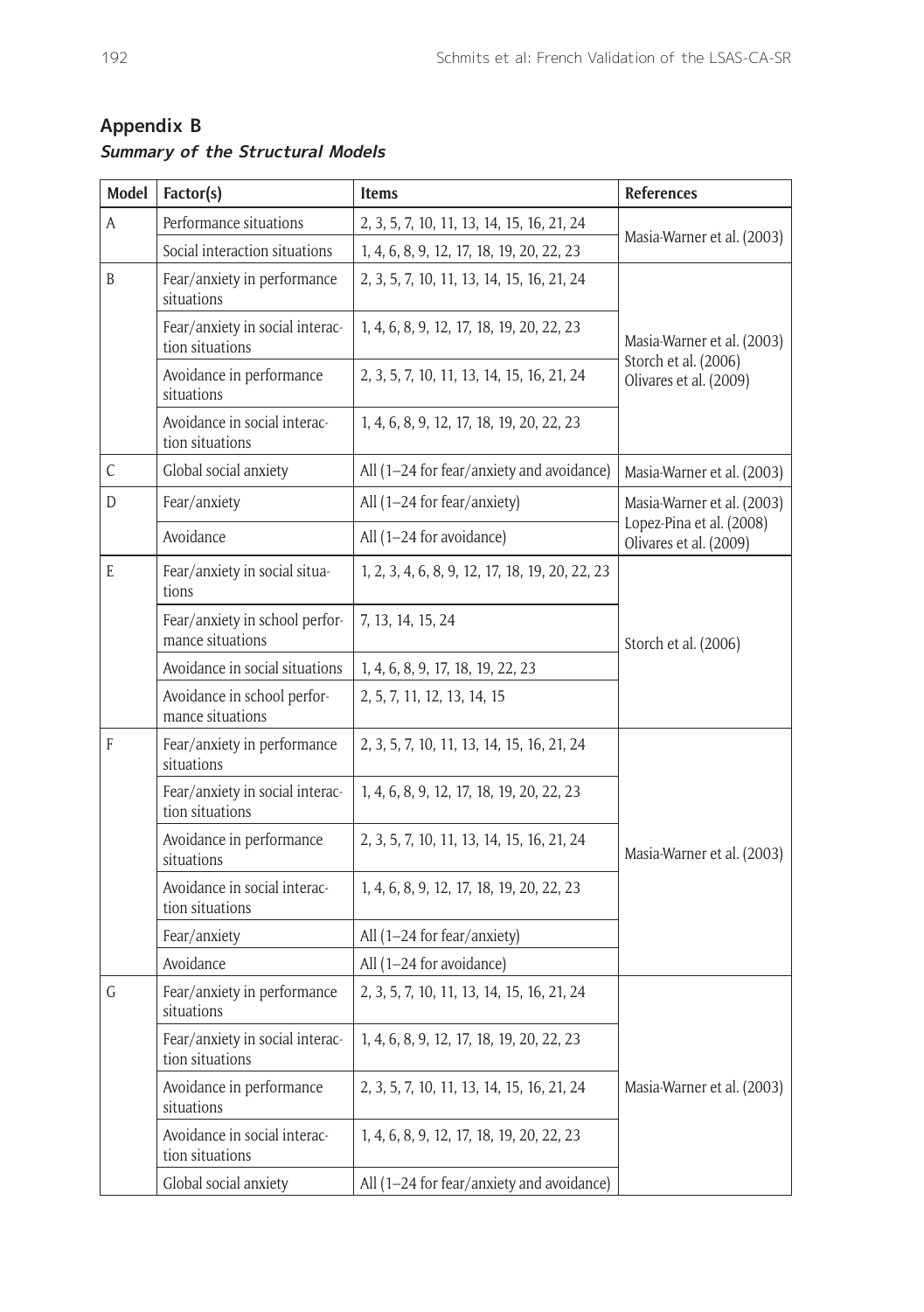## Appendix B

***Summary of the Structural Models***

| Model | Factor(s) | Items | References |
|---|---|---|---|
| A | Performance situations | 2, 3, 5, 7, 10, 11, 13, 14, 15, 16, 21, 24 | Masia-Warner et al. (2003) |
| | Social interaction situations | 1, 4, 6, 8, 9, 12, 17, 18, 19, 20, 22, 23 | |
| B | Fear/anxiety in performance situations | 2, 3, 5, 7, 10, 11, 13, 14, 15, 16, 21, 24 | Masia-Warner et al. (2003) Storch et al. (2006) Olivares et al. (2009) |
| | Fear/anxiety in social interaction situations | 1, 4, 6, 8, 9, 12, 17, 18, 19, 20, 22, 23 | |
| | Avoidance in performance situations | 2, 3, 5, 7, 10, 11, 13, 14, 15, 16, 21, 24 | |
| | Avoidance in social interaction situations | 1, 4, 6, 8, 9, 12, 17, 18, 19, 20, 22, 23 | |
| C | Global social anxiety | All (1–24 for fear/anxiety and avoidance) | Masia-Warner et al. (2003) |
| D | Fear/anxiety | All (1–24 for fear/anxiety) | Masia-Warner et al. (2003) Lopez-Pina et al. (2008) Olivares et al. (2009) |
| | Avoidance | All (1–24 for avoidance) | |
| E | Fear/anxiety in social situations | 1, 2, 3, 4, 6, 8, 9, 12, 17, 18, 19, 20, 22, 23 | Storch et al. (2006) |
| | Fear/anxiety in school performance situations | 7, 13, 14, 15, 24 | |
| | Avoidance in social situations | 1, 4, 6, 8, 9, 17, 18, 19, 22, 23 | |
| | Avoidance in school performance situations | 2, 5, 7, 11, 12, 13, 14, 15 | |
| F | Fear/anxiety in performance situations | 2, 3, 5, 7, 10, 11, 13, 14, 15, 16, 21, 24 | Masia-Warner et al. (2003) |
| | Fear/anxiety in social interaction situations | 1, 4, 6, 8, 9, 12, 17, 18, 19, 20, 22, 23 | |
| | Avoidance in performance situations | 2, 3, 5, 7, 10, 11, 13, 14, 15, 16, 21, 24 | |
| | Avoidance in social interaction situations | 1, 4, 6, 8, 9, 12, 17, 18, 19, 20, 22, 23 | |
| | Fear/anxiety | All (1–24 for fear/anxiety) | |
| | Avoidance | All (1–24 for avoidance) | |
| G | Fear/anxiety in performance situations | 2, 3, 5, 7, 10, 11, 13, 14, 15, 16, 21, 24 | Masia-Warner et al. (2003) |
| | Fear/anxiety in social interaction situations | 1, 4, 6, 8, 9, 12, 17, 18, 19, 20, 22, 23 | |
| | Avoidance in performance situations | 2, 3, 5, 7, 10, 11, 13, 14, 15, 16, 21, 24 | |
| | Avoidance in social interaction situations | 1, 4, 6, 8, 9, 12, 17, 18, 19, 20, 22, 23 | |
| | Global social anxiety | All (1–24 for fear/anxiety and avoidance) | |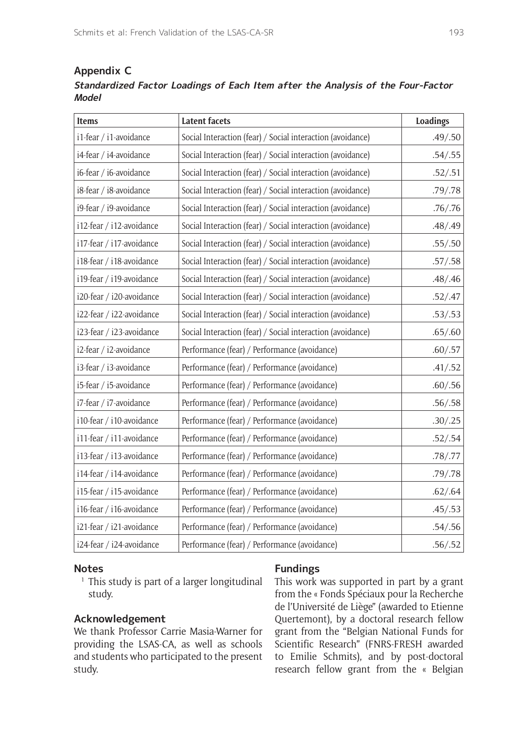## Appendix C

***Standardized Factor Loadings of Each Item after the Analysis of the Four-Factor Model***

| Items | Latent facets | Loadings |
|---|---|---|
| i1-fear / i1-avoidance | Social Interaction (fear) / Social interaction (avoidance) | .49/.50 |
| i4-fear / i4-avoidance | Social Interaction (fear) / Social interaction (avoidance) | .54/.55 |
| i6-fear / i6-avoidance | Social Interaction (fear) / Social interaction (avoidance) | .52/.51 |
| i8-fear / i8-avoidance | Social Interaction (fear) / Social interaction (avoidance) | .79/.78 |
| i9-fear / i9-avoidance | Social Interaction (fear) / Social interaction (avoidance) | .76/.76 |
| i12-fear / i12-avoidance | Social Interaction (fear) / Social interaction (avoidance) | .48/.49 |
| i17-fear / i17-avoidance | Social Interaction (fear) / Social interaction (avoidance) | .55/.50 |
| i18-fear / i18-avoidance | Social Interaction (fear) / Social interaction (avoidance) | .57/.58 |
| i19-fear / i19-avoidance | Social Interaction (fear) / Social interaction (avoidance) | .48/.46 |
| i20-fear / i20-avoidance | Social Interaction (fear) / Social interaction (avoidance) | .52/.47 |
| i22-fear / i22-avoidance | Social Interaction (fear) / Social interaction (avoidance) | .53/.53 |
| i23-fear / i23-avoidance | Social Interaction (fear) / Social interaction (avoidance) | .65/.60 |
| i2-fear / i2-avoidance | Performance (fear) / Performance (avoidance) | .60/.57 |
| i3-fear / i3-avoidance | Performance (fear) / Performance (avoidance) | .41/.52 |
| i5-fear / i5-avoidance | Performance (fear) / Performance (avoidance) | .60/.56 |
| i7-fear / i7-avoidance | Performance (fear) / Performance (avoidance) | .56/.58 |
| i10-fear / i10-avoidance | Performance (fear) / Performance (avoidance) | .30/.25 |
| i11-fear / i11-avoidance | Performance (fear) / Performance (avoidance) | .52/.54 |
| i13-fear / i13-avoidance | Performance (fear) / Performance (avoidance) | .78/.77 |
| i14-fear / i14-avoidance | Performance (fear) / Performance (avoidance) | .79/.78 |
| i15-fear / i15-avoidance | Performance (fear) / Performance (avoidance) | .62/.64 |
| i16-fear / i16-avoidance | Performance (fear) / Performance (avoidance) | .45/.53 |
| i21-fear / i21-avoidance | Performance (fear) / Performance (avoidance) | .54/.56 |
| i24-fear / i24-avoidance | Performance (fear) / Performance (avoidance) | .56/.52 |

### Notes

[1] This study is part of a larger longitudinal study.

### Acknowledgement

We thank Professor Carrie Masia-Warner for providing the LSAS-CA, as well as schools and students who participated to the present study.

### Fundings

This work was supported in part by a grant from the « Fonds Spéciaux pour la Recherche de l'Université de Liège" (awarded to Etienne Quertemont), by a doctoral research fellow grant from the "Belgian National Funds for Scientific Research" (FNRS-FRESH awarded to Emilie Schmits), and by post-doctoral research fellow grant from the « Belgian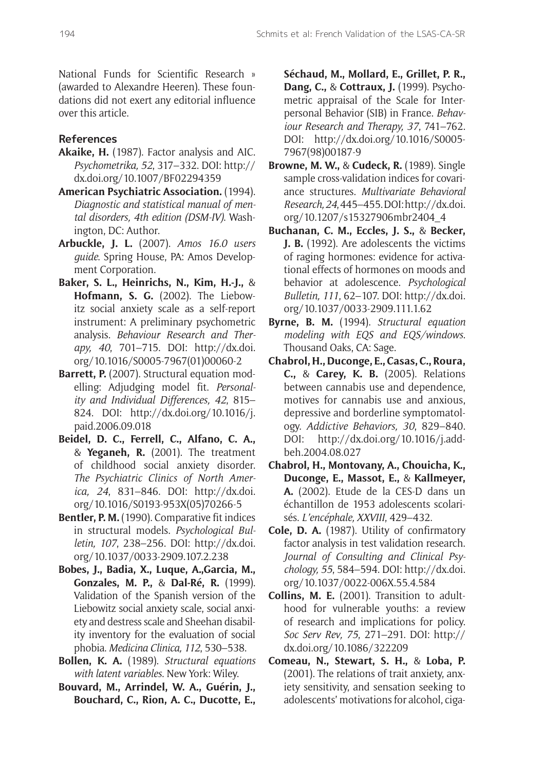National Funds for Scientific Research » (awarded to Alexandre Heeren). These foundations did not exert any editorial influence over this article.

## References

**Akaike, H.** (1987). Factor analysis and AIC. *Psychometrika, 52*, 317–332. DOI: http://dx.doi.org/10.1007/BF02294359

**American Psychiatric Association.** (1994). *Diagnostic and statistical manual of mental disorders, 4th edition (DSM-IV)*. Washington, DC: Author.

**Arbuckle, J. L.** (2007). *Amos 16.0 users guide*. Spring House, PA: Amos Development Corporation.

**Baker, S. L., Heinrichs, N., Kim, H.-J.,** & **Hofmann, S. G.** (2002). The Liebowitz social anxiety scale as a self-report instrument: A preliminary psychometric analysis. *Behaviour Research and Therapy, 40*, 701–715. DOI: http://dx.doi.org/10.1016/S0005-7967(01)00060-2

**Barrett, P.** (2007). Structural equation modelling: Adjudging model fit. *Personality and Individual Differences, 42*, 815–824. DOI: http://dx.doi.org/10.1016/j.paid.2006.09.018

**Beidel, D. C., Ferrell, C., Alfano, C. A.,** & **Yeganeh, R.** (2001). The treatment of childhood social anxiety disorder. *The Psychiatric Clinics of North America, 24*, 831–846. DOI: http://dx.doi.org/10.1016/S0193-953X(05)70266-5

**Bentler, P. M.** (1990). Comparative fit indices in structural models. *Psychological Bulletin, 107*, 238–256. DOI: http://dx.doi.org/10.1037/0033-2909.107.2.238

**Bobes, J., Badia, X., Luque, A.,Garcia, M., Gonzales, M. P.,** & **Dal-Ré, R.** (1999). Validation of the Spanish version of the Liebowitz social anxiety scale, social anxiety and destress scale and Sheehan disability inventory for the evaluation of social phobia. *Medicina Clinica, 112*, 530–538.

**Bollen, K. A.** (1989). *Structural equations with latent variables*. New York: Wiley.

**Bouvard, M., Arrindel, W. A., Guérin, J., Bouchard, C., Rion, A. C., Ducotte, E., Séchaud, M., Mollard, E., Grillet, P. R., Dang, C.,** & **Cottraux, J.** (1999). Psychometric appraisal of the Scale for Interpersonal Behavior (SIB) in France. *Behaviour Research and Therapy, 37*, 741–762. DOI: http://dx.doi.org/10.1016/S0005-7967(98)00187-9

**Browne, M. W.,** & **Cudeck, R.** (1989). Single sample cross-validation indices for covariance structures. *Multivariate Behavioral Research, 24*, 445–455. DOI: http://dx.doi.org/10.1207/s15327906mbr2404_4

**Buchanan, C. M., Eccles, J. S.,** & **Becker, J. B.** (1992). Are adolescents the victims of raging hormones: evidence for activational effects of hormones on moods and behavior at adolescence. *Psychological Bulletin, 111*, 62–107. DOI: http://dx.doi.org/10.1037/0033-2909.111.1.62

**Byrne, B. M.** (1994). *Structural equation modeling with EQS and EQS/windows*. Thousand Oaks, CA: Sage.

**Chabrol, H., Duconge, E., Casas, C., Roura, C.,** & **Carey, K. B.** (2005). Relations between cannabis use and dependence, motives for cannabis use and anxious, depressive and borderline symptomatology. *Addictive Behaviors, 30*, 829–840. DOI: http://dx.doi.org/10.1016/j.addbeh.2004.08.027

**Chabrol, H., Montovany, A., Chouicha, K., Duconge, E., Massot, E.,** & **Kallmeyer, A.** (2002). Etude de la CES-D dans un échantillon de 1953 adolescents scolarisés. *L'encéphale, XXVIII*, 429–432.

**Cole, D. A.** (1987). Utility of confirmatory factor analysis in test validation research. *Journal of Consulting and Clinical Psychology, 55*, 584–594. DOI: http://dx.doi.org/10.1037/0022-006X.55.4.584

**Collins, M. E.** (2001). Transition to adulthood for vulnerable youths: a review of research and implications for policy. *Soc Serv Rev, 75*, 271–291. DOI: http://dx.doi.org/10.1086/322209

**Comeau, N., Stewart, S. H.,** & **Loba, P.** (2001). The relations of trait anxiety, anxiety sensitivity, and sensation seeking to adolescents' motivations for alcohol, ciga-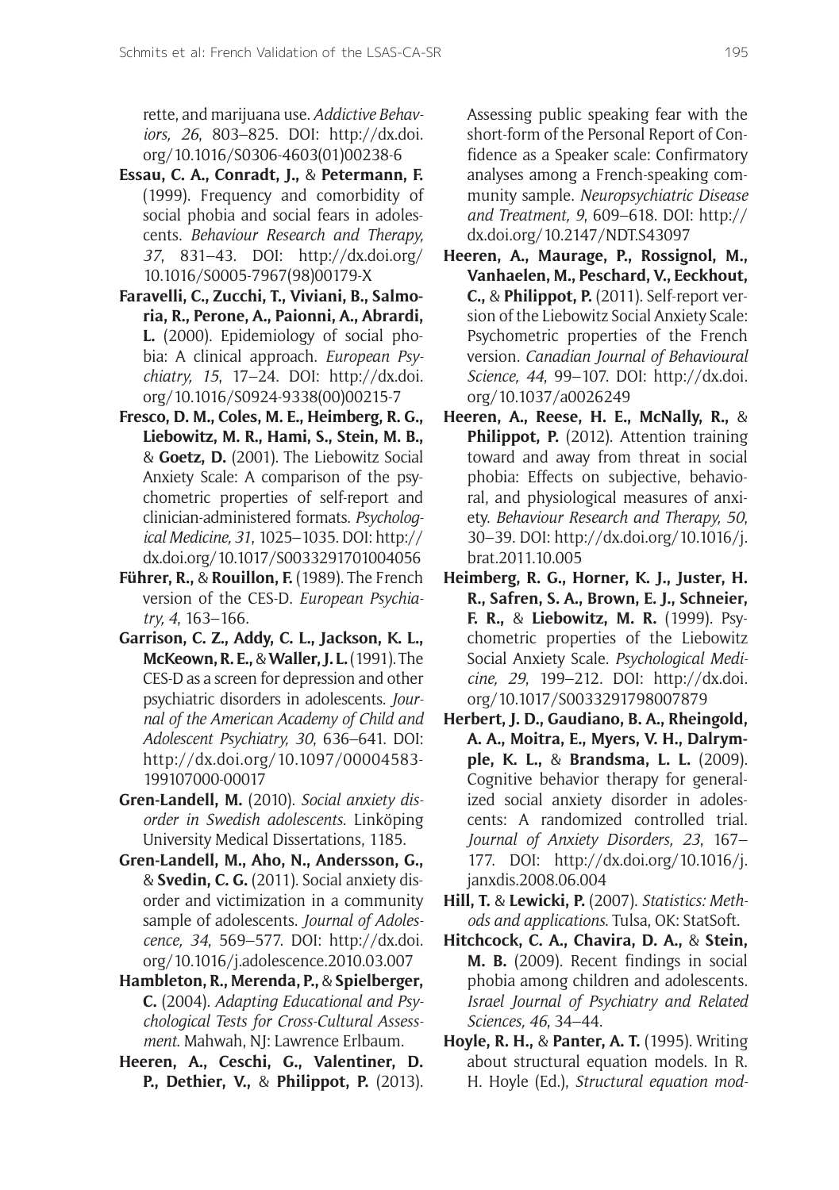rette, and marijuana use. *Addictive Behaviors, 26*, 803–825. DOI: http://dx.doi.org/10.1016/S0306-4603(01)00238-6

**Essau, C. A., Conradt, J.,** & **Petermann, F.** (1999). Frequency and comorbidity of social phobia and social fears in adolescents. *Behaviour Research and Therapy, 37*, 831–43. DOI: http://dx.doi.org/10.1016/S0005-7967(98)00179-X

**Faravelli, C., Zucchi, T., Viviani, B., Salmoria, R., Perone, A., Paionni, A., Abrardi, L.** (2000). Epidemiology of social phobia: A clinical approach. *European Psychiatry, 15*, 17–24. DOI: http://dx.doi.org/10.1016/S0924-9338(00)00215-7

**Fresco, D. M., Coles, M. E., Heimberg, R. G., Liebowitz, M. R., Hami, S., Stein, M. B.,** & **Goetz, D.** (2001). The Liebowitz Social Anxiety Scale: A comparison of the psychometric properties of self-report and clinician-administered formats. *Psychological Medicine, 31*, 1025–1035. DOI: http://dx.doi.org/10.1017/S0033291701004056

**Führer, R.,** & **Rouillon, F.** (1989). The French version of the CES-D. *European Psychiatry, 4*, 163–166.

**Garrison, C. Z., Addy, C. L., Jackson, K. L., McKeown, R. E.,** & **Waller, J. L.** (1991). The CES-D as a screen for depression and other psychiatric disorders in adolescents. *Journal of the American Academy of Child and Adolescent Psychiatry, 30*, 636–641. DOI: http://dx.doi.org/10.1097/00004583-199107000-00017

**Gren-Landell, M.** (2010). *Social anxiety disorder in Swedish adolescents.* Linköping University Medical Dissertations, 1185.

**Gren-Landell, M., Aho, N., Andersson, G.,** & **Svedin, C. G.** (2011). Social anxiety disorder and victimization in a community sample of adolescents. *Journal of Adolescence, 34*, 569–577. DOI: http://dx.doi.org/10.1016/j.adolescence.2010.03.007

**Hambleton, R., Merenda, P.,** & **Spielberger, C.** (2004). *Adapting Educational and Psychological Tests for Cross-Cultural Assessment.* Mahwah, NJ: Lawrence Erlbaum.

**Heeren, A., Ceschi, G., Valentiner, D. P., Dethier, V.,** & **Philippot, P.** (2013). Assessing public speaking fear with the short-form of the Personal Report of Confidence as a Speaker scale: Confirmatory analyses among a French-speaking community sample. *Neuropsychiatric Disease and Treatment, 9*, 609–618. DOI: http://dx.doi.org/10.2147/NDT.S43097

**Heeren, A., Maurage, P., Rossignol, M., Vanhaelen, M., Peschard, V., Eeckhout, C.,** & **Philippot, P.** (2011). Self-report version of the Liebowitz Social Anxiety Scale: Psychometric properties of the French version. *Canadian Journal of Behavioural Science, 44*, 99–107. DOI: http://dx.doi.org/10.1037/a0026249

**Heeren, A., Reese, H. E., McNally, R.,** & **Philippot, P.** (2012). Attention training toward and away from threat in social phobia: Effects on subjective, behavioral, and physiological measures of anxiety. *Behaviour Research and Therapy, 50*, 30–39. DOI: http://dx.doi.org/10.1016/j.brat.2011.10.005

**Heimberg, R. G., Horner, K. J., Juster, H. R., Safren, S. A., Brown, E. J., Schneier, F. R.,** & **Liebowitz, M. R.** (1999). Psychometric properties of the Liebowitz Social Anxiety Scale. *Psychological Medicine, 29*, 199–212. DOI: http://dx.doi.org/10.1017/S0033291798007879

**Herbert, J. D., Gaudiano, B. A., Rheingold, A. A., Moitra, E., Myers, V. H., Dalrymple, K. L.,** & **Brandsma, L. L.** (2009). Cognitive behavior therapy for generalized social anxiety disorder in adolescents: A randomized controlled trial. *Journal of Anxiety Disorders, 23*, 167–177. DOI: http://dx.doi.org/10.1016/j.janxdis.2008.06.004

**Hill, T.** & **Lewicki, P.** (2007). *Statistics: Methods and applications.* Tulsa, OK: StatSoft.

**Hitchcock, C. A., Chavira, D. A.,** & **Stein, M. B.** (2009). Recent findings in social phobia among children and adolescents. *Israel Journal of Psychiatry and Related Sciences, 46*, 34–44.

**Hoyle, R. H.,** & **Panter, A. T.** (1995). Writing about structural equation models. In R. H. Hoyle (Ed.), *Structural equation mod-*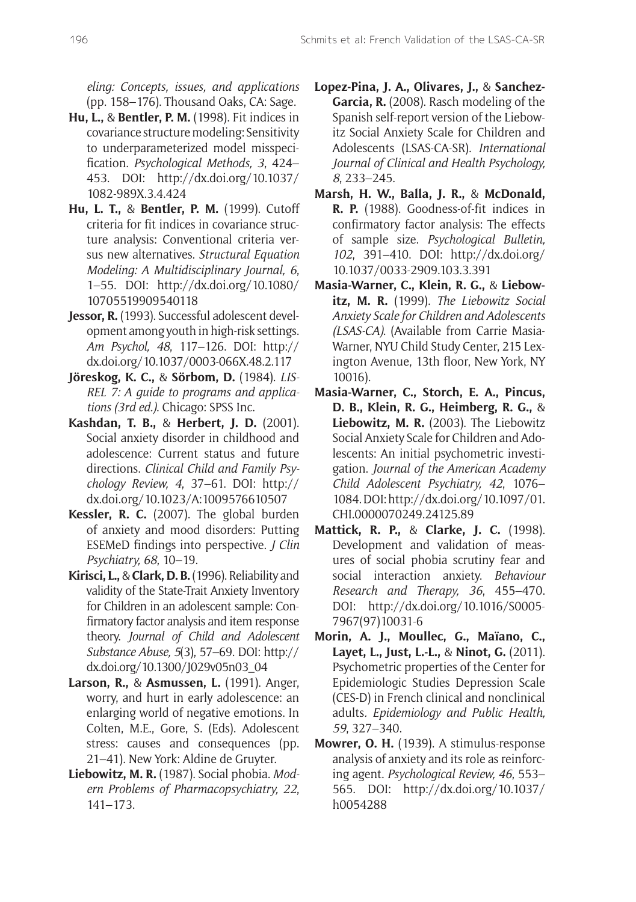*eling: Concepts, issues, and applications* (pp. 158–176). Thousand Oaks, CA: Sage.

**Hu, L.,** & **Bentler, P. M.** (1998). Fit indices in covariance structure modeling: Sensitivity to underparameterized model misspecification. *Psychological Methods, 3*, 424–453. DOI: http://dx.doi.org/10.1037/1082-989X.3.4.424

**Hu, L. T.,** & **Bentler, P. M.** (1999). Cutoff criteria for fit indices in covariance structure analysis: Conventional criteria versus new alternatives. *Structural Equation Modeling: A Multidisciplinary Journal, 6*, 1–55. DOI: http://dx.doi.org/10.1080/10705519909540118

**Jessor, R.** (1993). Successful adolescent development among youth in high-risk settings. *Am Psychol, 48*, 117–126. DOI: http://dx.doi.org/10.1037/0003-066X.48.2.117

**Jöreskog, K. C.,** & **Sörbom, D.** (1984). *LISREL 7: A guide to programs and applications (3rd ed.).* Chicago: SPSS Inc.

**Kashdan, T. B.,** & **Herbert, J. D.** (2001). Social anxiety disorder in childhood and adolescence: Current status and future directions. *Clinical Child and Family Psychology Review, 4*, 37–61. DOI: http://dx.doi.org/10.1023/A:1009576610507

**Kessler, R. C.** (2007). The global burden of anxiety and mood disorders: Putting ESEMeD findings into perspective. *J Clin Psychiatry, 68*, 10–19.

**Kirisci, L.,** & **Clark, D. B.** (1996). Reliability and validity of the State-Trait Anxiety Inventory for Children in an adolescent sample: Confirmatory factor analysis and item response theory. *Journal of Child and Adolescent Substance Abuse, 5*(3), 57–69. DOI: http://dx.doi.org/10.1300/J029v05n03_04

**Larson, R.,** & **Asmussen, L.** (1991). Anger, worry, and hurt in early adolescence: an enlarging world of negative emotions. In Colten, M.E., Gore, S. (Eds). Adolescent stress: causes and consequences (pp. 21–41). New York: Aldine de Gruyter.

**Liebowitz, M. R.** (1987). Social phobia. *Modern Problems of Pharmacopsychiatry, 22*, 141–173.

**Lopez-Pina, J. A., Olivares, J.,** & **Sanchez-Garcia, R.** (2008). Rasch modeling of the Spanish self-report version of the Liebowitz Social Anxiety Scale for Children and Adolescents (LSAS-CA-SR). *International Journal of Clinical and Health Psychology, 8*, 233–245.

**Marsh, H. W., Balla, J. R.,** & **McDonald, R. P.** (1988). Goodness-of-fit indices in confirmatory factor analysis: The effects of sample size. *Psychological Bulletin, 102*, 391–410. DOI: http://dx.doi.org/10.1037/0033-2909.103.3.391

**Masia-Warner, C., Klein, R. G.,** & **Liebowitz, M. R.** (1999). *The Liebowitz Social Anxiety Scale for Children and Adolescents (LSAS-CA).* (Available from Carrie Masia-Warner, NYU Child Study Center, 215 Lexington Avenue, 13th floor, New York, NY 10016).

**Masia-Warner, C., Storch, E. A., Pincus, D. B., Klein, R. G., Heimberg, R. G.,** & **Liebowitz, M. R.** (2003). The Liebowitz Social Anxiety Scale for Children and Adolescents: An initial psychometric investigation. *Journal of the American Academy Child Adolescent Psychiatry, 42*, 1076–1084. DOI: http://dx.doi.org/10.1097/01.CHI.0000070249.24125.89

**Mattick, R. P.,** & **Clarke, J. C.** (1998). Development and validation of measures of social phobia scrutiny fear and social interaction anxiety. *Behaviour Research and Therapy, 36*, 455–470. DOI: http://dx.doi.org/10.1016/S0005-7967(97)10031-6

**Morin, A. J., Moullec, G., Maïano, C., Layet, L., Just, L.-L.,** & **Ninot, G.** (2011). Psychometric properties of the Center for Epidemiologic Studies Depression Scale (CES-D) in French clinical and nonclinical adults. *Epidemiology and Public Health, 59*, 327–340.

**Mowrer, O. H.** (1939). A stimulus-response analysis of anxiety and its role as reinforcing agent. *Psychological Review, 46*, 553–565. DOI: http://dx.doi.org/10.1037/h0054288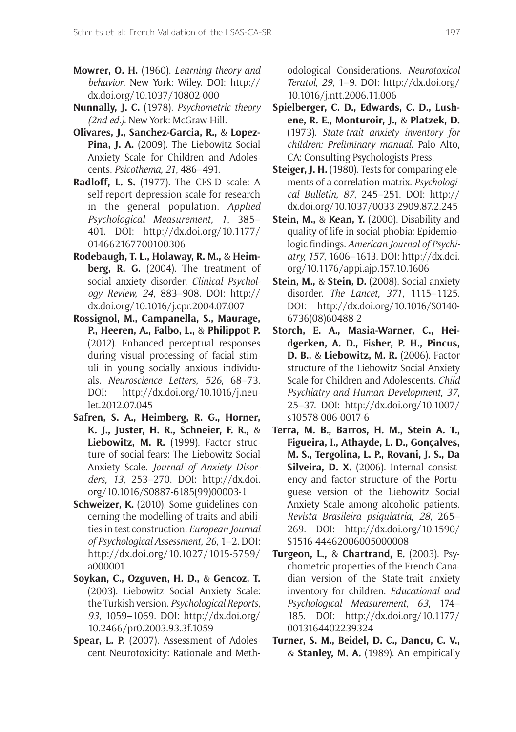**Mowrer, O. H.** (1960). *Learning theory and behavior*. New York: Wiley. DOI: http://dx.doi.org/10.1037/10802-000

**Nunnally, J. C.** (1978). *Psychometric theory (2nd ed.)*. New York: McGraw-Hill.

**Olivares, J., Sanchez-Garcia, R.,** & **Lopez-Pina, J. A.** (2009). The Liebowitz Social Anxiety Scale for Children and Adolescents. *Psicothema, 21*, 486–491.

**Radloff, L. S.** (1977). The CES-D scale: A self-report depression scale for research in the general population. *Applied Psychological Measurement, 1*, 385–401. DOI: http://dx.doi.org/10.1177/014662167700100306

**Rodebaugh, T. L., Holaway, R. M.,** & **Heimberg, R. G.** (2004). The treatment of social anxiety disorder. *Clinical Psychology Review, 24*, 883–908. DOI: http://dx.doi.org/10.1016/j.cpr.2004.07.007

**Rossignol, M., Campanella, S., Maurage, P., Heeren, A., Falbo, L.,** & **Philippot P.** (2012). Enhanced perceptual responses during visual processing of facial stimuli in young socially anxious individuals. *Neuroscience Letters, 526*, 68–73. DOI: http://dx.doi.org/10.1016/j.neulet.2012.07.045

**Safren, S. A., Heimberg, R. G., Horner, K. J., Juster, H. R., Schneier, F. R.,** & **Liebowitz, M. R.** (1999). Factor structure of social fears: The Liebowitz Social Anxiety Scale. *Journal of Anxiety Disorders, 13*, 253–270. DOI: http://dx.doi.org/10.1016/S0887-6185(99)00003-1

**Schweizer, K.** (2010). Some guidelines concerning the modelling of traits and abilities in test construction. *European Journal of Psychological Assessment, 26*, 1–2. DOI: http://dx.doi.org/10.1027/1015-5759/a000001

**Soykan, C., Ozguven, H. D.,** & **Gencoz, T.** (2003). Liebowitz Social Anxiety Scale: the Turkish version. *Psychological Reports, 93*, 1059–1069. DOI: http://dx.doi.org/10.2466/pr0.2003.93.3f.1059

**Spear, L. P.** (2007). Assessment of Adolescent Neurotoxicity: Rationale and Methodological Considerations. *Neurotoxicol Teratol, 29*, 1–9. DOI: http://dx.doi.org/10.1016/j.ntt.2006.11.006

**Spielberger, C. D., Edwards, C. D., Lushene, R. E., Monturoir, J.,** & **Platzek, D.** (1973). *State-trait anxiety inventory for children: Preliminary manual*. Palo Alto, CA: Consulting Psychologists Press.

**Steiger, J. H.** (1980). Tests for comparing elements of a correlation matrix. *Psychological Bulletin, 87*, 245–251. DOI: http://dx.doi.org/10.1037/0033-2909.87.2.245

**Stein, M.,** & **Kean, Y.** (2000). Disability and quality of life in social phobia: Epidemiologic findings. *American Journal of Psychiatry, 157*, 1606–1613. DOI: http://dx.doi.org/10.1176/appi.ajp.157.10.1606

**Stein, M.,** & **Stein, D.** (2008). Social anxiety disorder. *The Lancet, 371*, 1115–1125. DOI: http://dx.doi.org/10.1016/S0140-6736(08)60488-2

**Storch, E. A., Masia-Warner, C., Heidgerken, A. D., Fisher, P. H., Pincus, D. B.,** & **Liebowitz, M. R.** (2006). Factor structure of the Liebowitz Social Anxiety Scale for Children and Adolescents. *Child Psychiatry and Human Development, 37*, 25–37. DOI: http://dx.doi.org/10.1007/s10578-006-0017-6

**Terra, M. B., Barros, H. M., Stein A. T., Figueira, I., Athayde, L. D., Gonçalves, M. S., Tergolina, L. P., Rovani, J. S., Da Silveira, D. X.** (2006). Internal consistency and factor structure of the Portuguese version of the Liebowitz Social Anxiety Scale among alcoholic patients. *Revista Brasileira psiquiatria, 28*, 265–269. DOI: http://dx.doi.org/10.1590/S1516-44462006005000008

**Turgeon, L.,** & **Chartrand, E.** (2003). Psychometric properties of the French Canadian version of the State-trait anxiety inventory for children. *Educational and Psychological Measurement, 63*, 174–185. DOI: http://dx.doi.org/10.1177/0013164402239324

**Turner, S. M., Beidel, D. C., Dancu, C. V.,** & **Stanley, M. A.** (1989). An empirically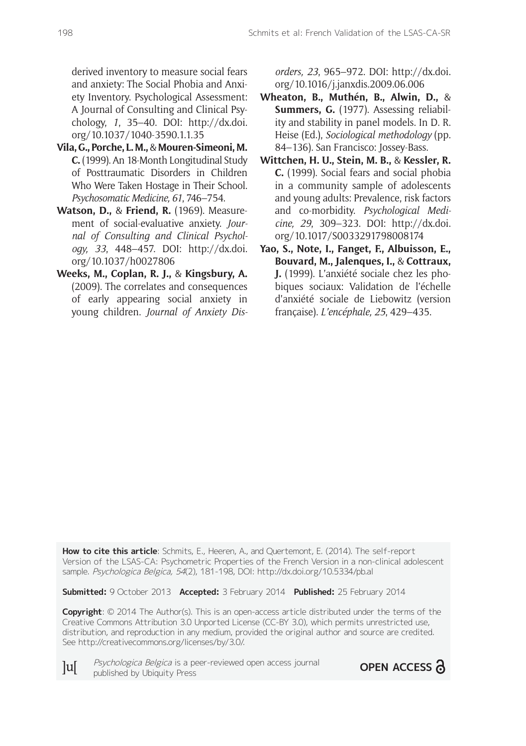derived inventory to measure social fears and anxiety: The Social Phobia and Anxiety Inventory. Psychological Assessment: A Journal of Consulting and Clinical Psychology, *1*, 35–40. DOI: http://dx.doi.org/10.1037/1040-3590.1.1.35

**Vila, G., Porche, L. M.,** & **Mouren-Simeoni, M. C.** (1999). An 18-Month Longitudinal Study of Posttraumatic Disorders in Children Who Were Taken Hostage in Their School. *Psychosomatic Medicine, 61*, 746–754.

**Watson, D.,** & **Friend, R.** (1969). Measurement of social-evaluative anxiety. *Journal of Consulting and Clinical Psychology, 33*, 448–457. DOI: http://dx.doi.org/10.1037/h0027806

**Weeks, M., Coplan, R. J.,** & **Kingsbury, A.** (2009). The correlates and consequences of early appearing social anxiety in young children. *Journal of Anxiety Disorders, 23*, 965–972. DOI: http://dx.doi.org/10.1016/j.janxdis.2009.06.006

**Wheaton, B., Muthén, B., Alwin, D.,** & **Summers, G.** (1977). Assessing reliability and stability in panel models. In D. R. Heise (Ed.), *Sociological methodology* (pp. 84–136). San Francisco: Jossey-Bass.

**Wittchen, H. U., Stein, M. B.,** & **Kessler, R. C.** (1999). Social fears and social phobia in a community sample of adolescents and young adults: Prevalence, risk factors and co-morbidity. *Psychological Medicine, 29*, 309–323. DOI: http://dx.doi.org/10.1017/S0033291798008174

**Yao, S., Note, I., Fanget, F., Albuisson, E., Bouvard, M., Jalenques, I.,** & **Cottraux, J.** (1999). L'anxiété sociale chez les phobiques sociaux: Validation de l'échelle d'anxiété sociale de Liebowitz (version française). *L'encéphale, 25*, 429–435.

**How to cite this article**: Schmits, E., Heeren, A., and Quertemont, E. (2014). The self-report Version of the LSAS-CA: Psychometric Properties of the French Version in a non-clinical adolescent sample. *Psychologica Belgica, 54*(2), 181-198, DOI: http://dx.doi.org/10.5334/pb.al

**Submitted:** 9 October 2013 **Accepted:** 3 February 2014 **Published:** 25 February 2014

**Copyright**: © 2014 The Author(s). This is an open-access article distributed under the terms of the Creative Commons Attribution 3.0 Unported License (CC-BY 3.0), which permits unrestricted use, distribution, and reproduction in any medium, provided the original author and source are credited. See http://creativecommons.org/licenses/by/3.0/.

]u[ *Psychologica Belgica* is a peer-reviewed open access journal published by Ubiquity Press

**OPEN ACCESS**